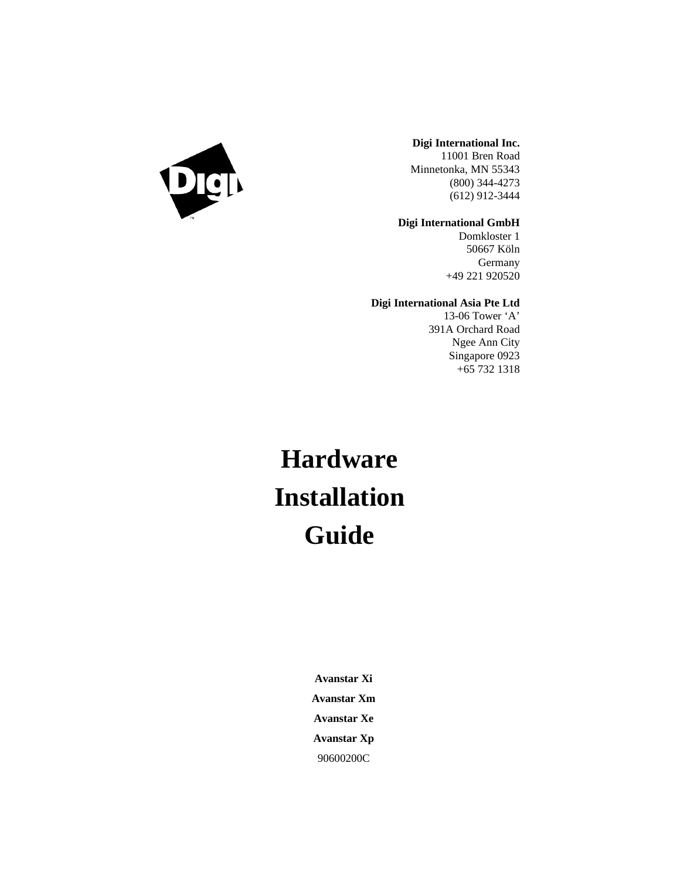**Digi International Inc.**
11001 Bren Road
Minnetonka, MN 55343
(800) 344-4273
(612) 912-3444

**Digi International GmbH**
Domkloster 1
50667 Köln
Germany
+49 221 920520

**Digi International Asia Pte Ltd**
13-06 Tower 'A'
391A Orchard Road
Ngee Ann City
Singapore 0923
+65 732 1318

# Hardware Installation Guide

**Avanstar Xi**

**Avanstar Xm**

**Avanstar Xe**

**Avanstar Xp**

90600200C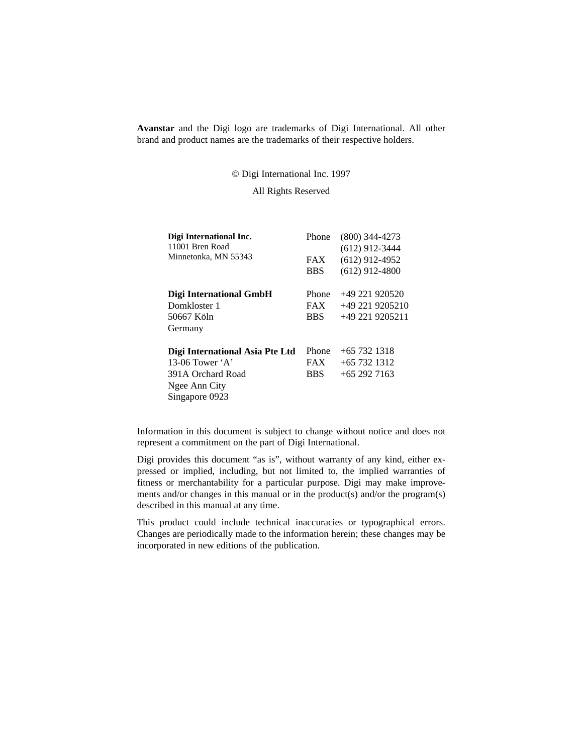**Avanstar** and the Digi logo are trademarks of Digi International. All other brand and product names are the trademarks of their respective holders.

© Digi International Inc. 1997

All Rights Reserved

| | | |
|---|---|---|
| **Digi International Inc.** | Phone | (800) 344-4273 |
| 11001 Bren Road | | (612) 912-3444 |
| Minnetonka, MN 55343 | FAX | (612) 912-4952 |
| | BBS | (612) 912-4800 |
| **Digi International GmbH** | Phone | +49 221 920520 |
| Domkloster 1 | FAX | +49 221 9205210 |
| 50667 Köln | BBS | +49 221 9205211 |
| Germany | | |
| **Digi International Asia Pte Ltd** | Phone | +65 732 1318 |
| 13-06 Tower 'A' | FAX | +65 732 1312 |
| 391A Orchard Road | BBS | +65 292 7163 |
| Ngee Ann City | | |
| Singapore 0923 | | |

Information in this document is subject to change without notice and does not represent a commitment on the part of Digi International.

Digi provides this document "as is", without warranty of any kind, either expressed or implied, including, but not limited to, the implied warranties of fitness or merchantability for a particular purpose. Digi may make improvements and/or changes in this manual or in the product(s) and/or the program(s) described in this manual at any time.

This product could include technical inaccuracies or typographical errors. Changes are periodically made to the information herein; these changes may be incorporated in new editions of the publication.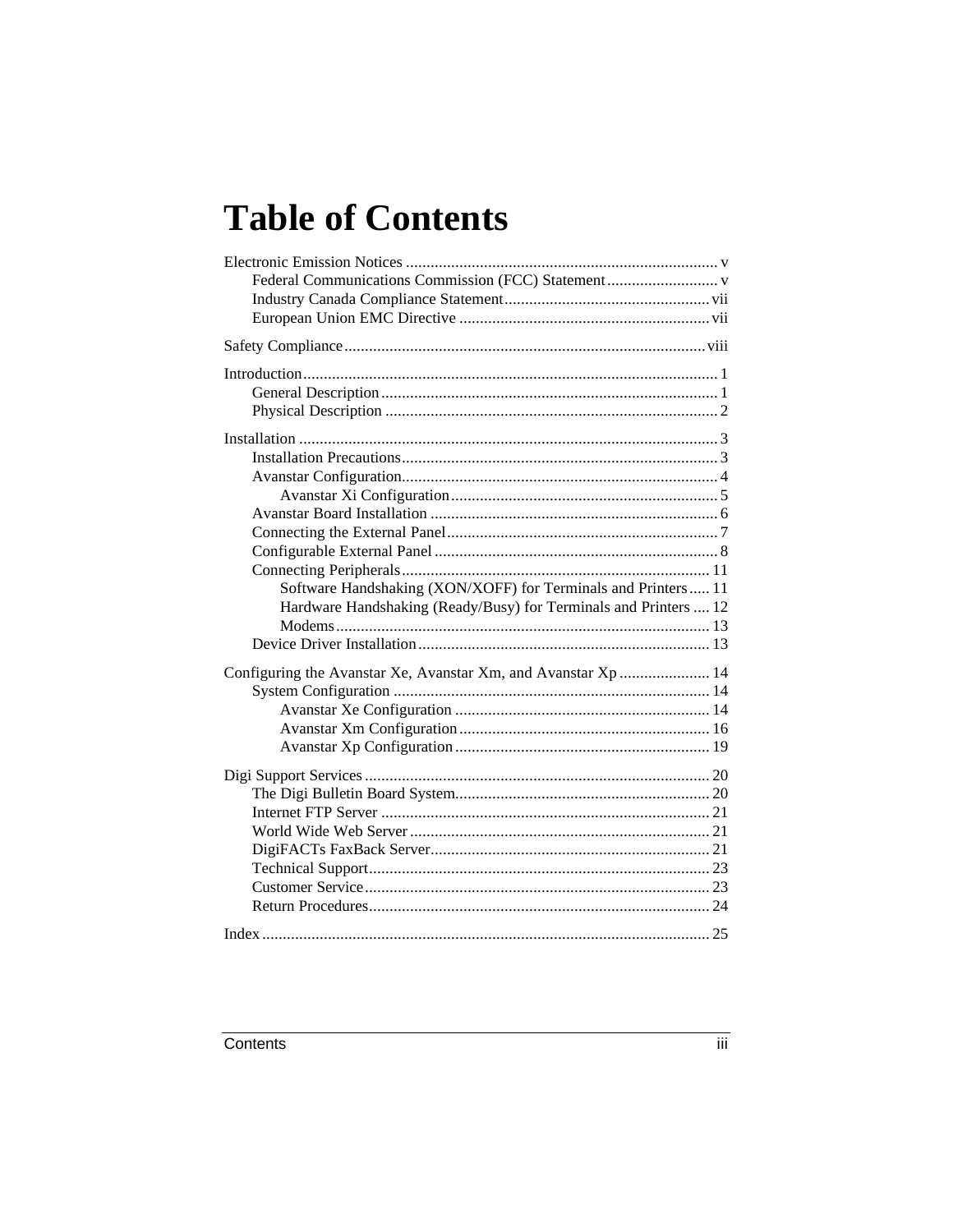# Table of Contents

Electronic Emission Notices ........................................................................... v
- Federal Communications Commission (FCC) Statement........................... v
- Industry Canada Compliance Statement.................................................. vii
- European Union EMC Directive ............................................................. vii

Safety Compliance........................................................................................viii

Introduction.................................................................................................... 1
- General Description................................................................................. 1
- Physical Description ................................................................................ 2

Installation ..................................................................................................... 3
- Installation Precautions............................................................................ 3
- Avanstar Configuration............................................................................ 4
  - Avanstar Xi Configuration................................................................ 5
- Avanstar Board Installation ..................................................................... 6
- Connecting the External Panel.................................................................. 7
- Configurable External Panel .................................................................... 8
- Connecting Peripherals........................................................................... 11
  - Software Handshaking (XON/XOFF) for Terminals and Printers..... 11
  - Hardware Handshaking (Ready/Busy) for Terminals and Printers .... 12
  - Modems........................................................................................... 13
- Device Driver Installation...................................................................... 13

Configuring the Avanstar Xe, Avanstar Xm, and Avanstar Xp ...................... 14
- System Configuration ............................................................................ 14
  - Avanstar Xe Configuration ............................................................. 14
  - Avanstar Xm Configuration............................................................ 16
  - Avanstar Xp Configuration............................................................. 19

Digi Support Services ................................................................................... 20
- The Digi Bulletin Board System............................................................. 20
- Internet FTP Server ............................................................................... 21
- World Wide Web Server ........................................................................ 21
- DigiFACTs FaxBack Server................................................................... 21
- Technical Support.................................................................................. 23
- Customer Service................................................................................... 23
- Return Procedures.................................................................................. 24

Index ............................................................................................................ 25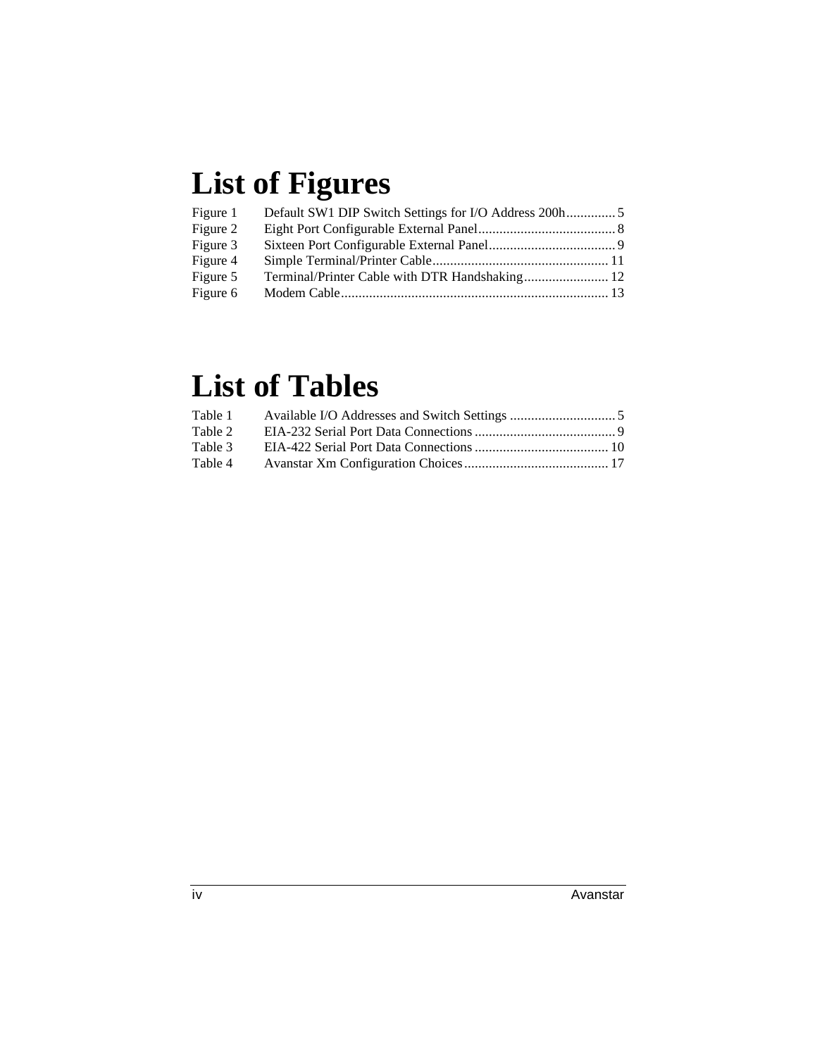# List of Figures

Figure 1 Default SW1 DIP Switch Settings for I/O Address 200h .............. 5
Figure 2 Eight Port Configurable External Panel ....................................... 8
Figure 3 Sixteen Port Configurable External Panel .................................... 9
Figure 4 Simple Terminal/Printer Cable .................................................. 11
Figure 5 Terminal/Printer Cable with DTR Handshaking ........................ 12
Figure 6 Modem Cable ............................................................................. 13

# List of Tables

Table 1 Available I/O Addresses and Switch Settings .............................. 5
Table 2 EIA-232 Serial Port Data Connections ........................................ 9
Table 3 EIA-422 Serial Port Data Connections ...................................... 10
Table 4 Avanstar Xm Configuration Choices ......................................... 17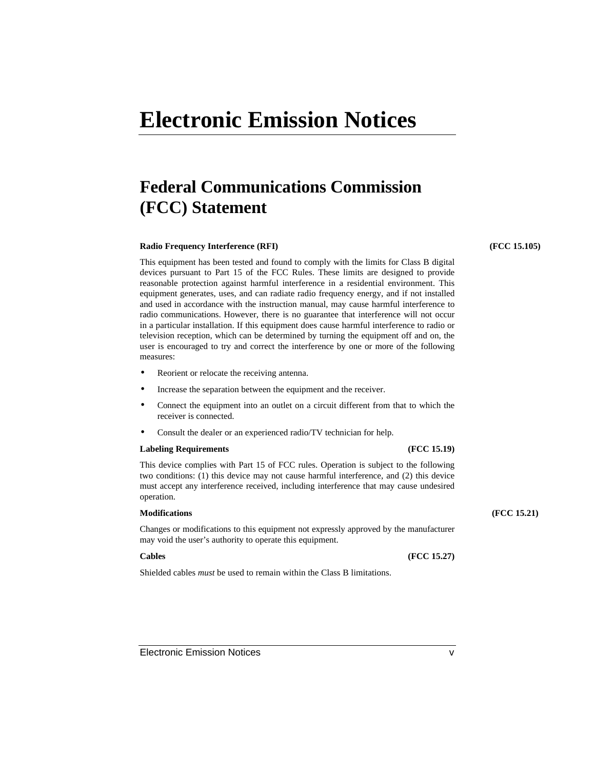# Electronic Emission Notices

## Federal Communications Commission (FCC) Statement

**Radio Frequency Interference (RFI) (FCC 15.105)**

This equipment has been tested and found to comply with the limits for Class B digital devices pursuant to Part 15 of the FCC Rules. These limits are designed to provide reasonable protection against harmful interference in a residential environment. This equipment generates, uses, and can radiate radio frequency energy, and if not installed and used in accordance with the instruction manual, may cause harmful interference to radio communications. However, there is no guarantee that interference will not occur in a particular installation. If this equipment does cause harmful interference to radio or television reception, which can be determined by turning the equipment off and on, the user is encouraged to try and correct the interference by one or more of the following measures:

- Reorient or relocate the receiving antenna.
- Increase the separation between the equipment and the receiver.
- Connect the equipment into an outlet on a circuit different from that to which the receiver is connected.
- Consult the dealer or an experienced radio/TV technician for help.

**Labeling Requirements (FCC 15.19)**

This device complies with Part 15 of FCC rules. Operation is subject to the following two conditions: (1) this device may not cause harmful interference, and (2) this device must accept any interference received, including interference that may cause undesired operation.

**Modifications (FCC 15.21)**

Changes or modifications to this equipment not expressly approved by the manufacturer may void the user's authority to operate this equipment.

**Cables (FCC 15.27)**

Shielded cables *must* be used to remain within the Class B limitations.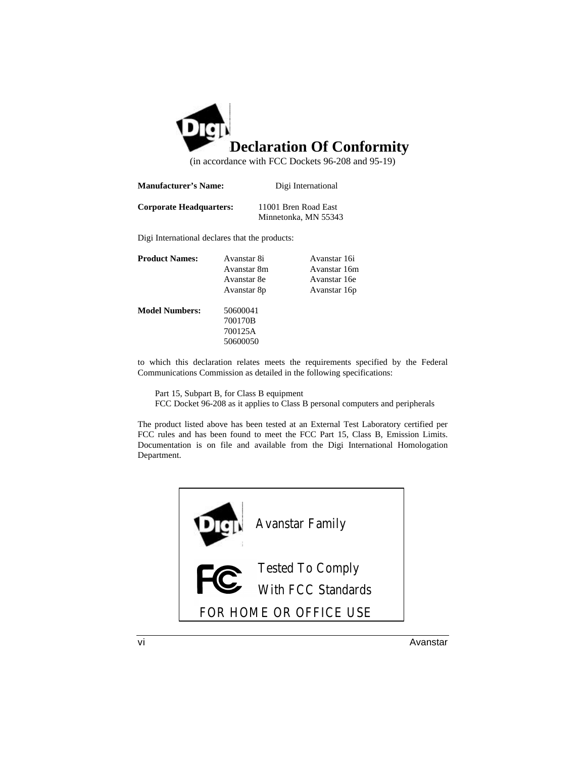# Declaration Of Conformity

(in accordance with FCC Dockets 96-208 and 95-19)

**Manufacturer's Name:** Digi International

**Corporate Headquarters:** 11001 Bren Road East
Minnetonka, MN 55343

Digi International declares that the products:

| **Product Names:** | Avanstar 8i | Avanstar 16i |
|---|---|---|
| | Avanstar 8m | Avanstar 16m |
| | Avanstar 8e | Avanstar 16e |
| | Avanstar 8p | Avanstar 16p |

**Model Numbers:** 50600041
700170B
700125A
50600050

to which this declaration relates meets the requirements specified by the Federal Communications Commission as detailed in the following specifications:

Part 15, Subpart B, for Class B equipment
FCC Docket 96-208 as it applies to Class B personal computers and peripherals

The product listed above has been tested at an External Test Laboratory certified per FCC rules and has been found to meet the FCC Part 15, Class B, Emission Limits. Documentation is on file and available from the Digi International Homologation Department.

Avanstar Family

Tested To Comply
With FCC Standards

FOR HOME OR OFFICE USE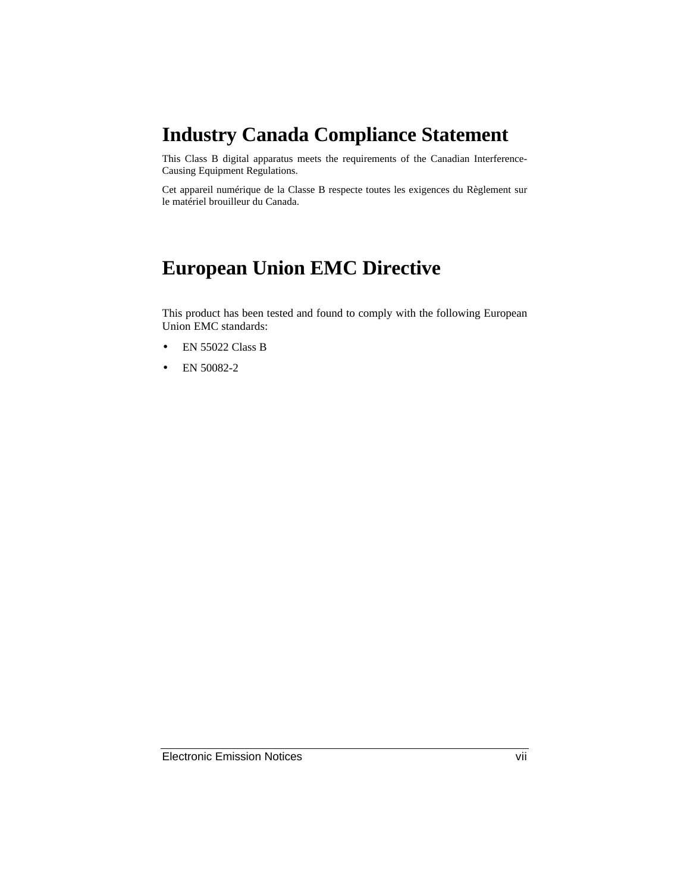# Industry Canada Compliance Statement

This Class B digital apparatus meets the requirements of the Canadian Interference-Causing Equipment Regulations.

Cet appareil numérique de la Classe B respecte toutes les exigences du Règlement sur le matériel brouilleur du Canada.

# European Union EMC Directive

This product has been tested and found to comply with the following European Union EMC standards:

- EN 55022 Class B
- EN 50082-2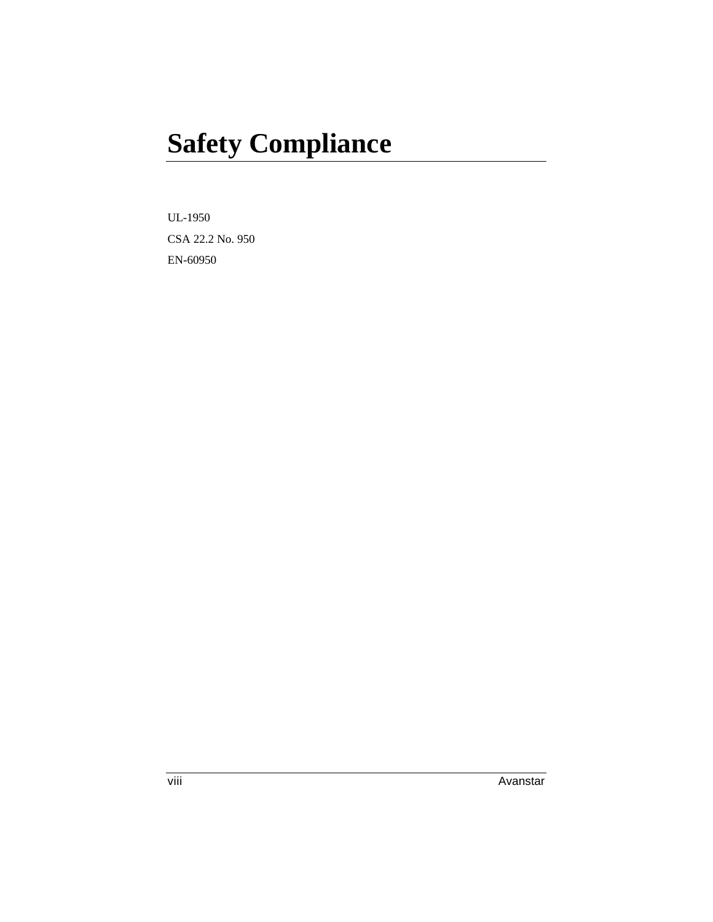# Safety Compliance

UL-1950

CSA 22.2 No. 950

EN-60950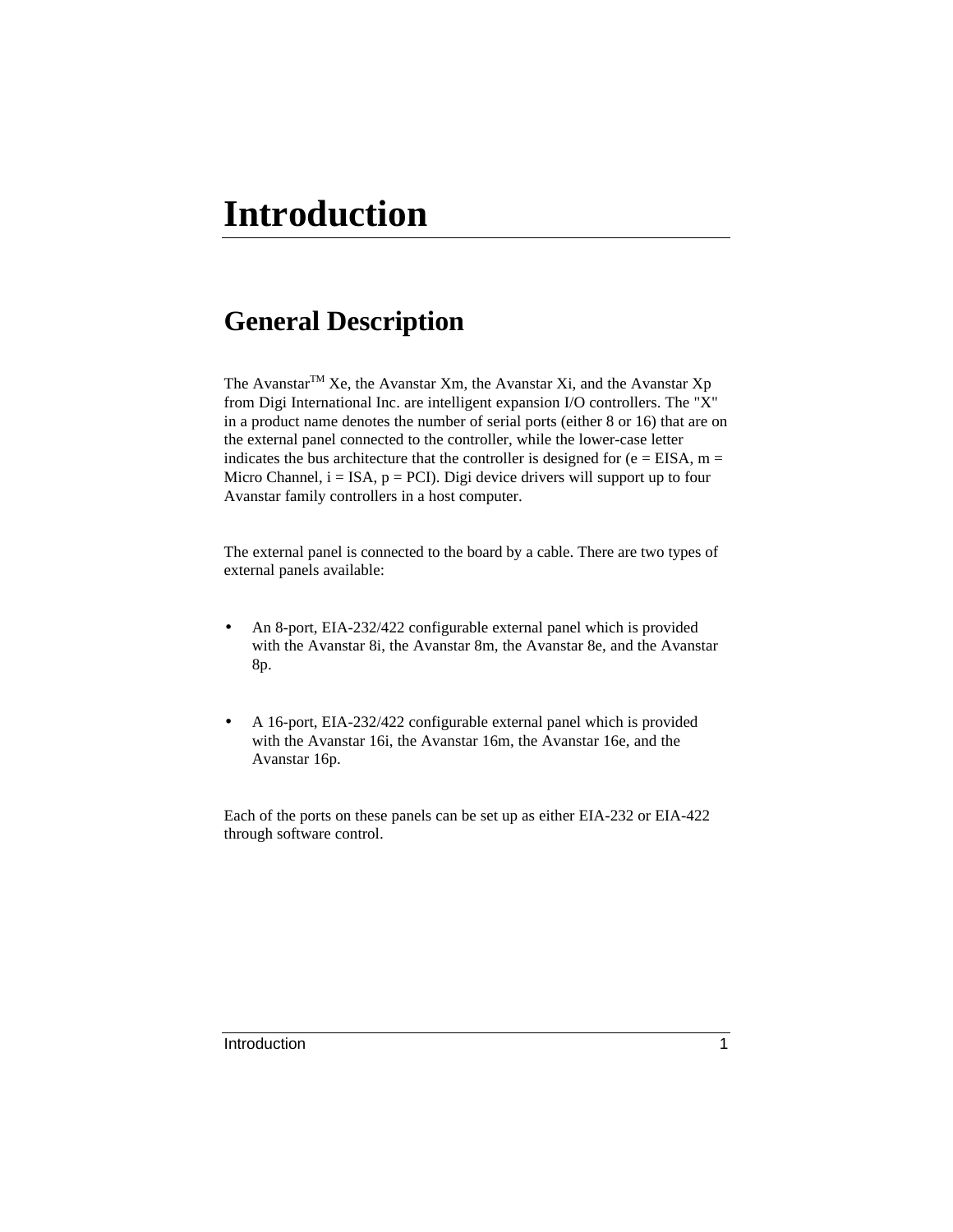# Introduction

## General Description

The Avanstar™ Xe, the Avanstar Xm, the Avanstar Xi, and the Avanstar Xp from Digi International Inc. are intelligent expansion I/O controllers. The "X" in a product name denotes the number of serial ports (either 8 or 16) that are on the external panel connected to the controller, while the lower-case letter indicates the bus architecture that the controller is designed for (e = EISA, m = Micro Channel, i = ISA, p = PCI). Digi device drivers will support up to four Avanstar family controllers in a host computer.

The external panel is connected to the board by a cable. There are two types of external panels available:

- An 8-port, EIA-232/422 configurable external panel which is provided with the Avanstar 8i, the Avanstar 8m, the Avanstar 8e, and the Avanstar 8p.

- A 16-port, EIA-232/422 configurable external panel which is provided with the Avanstar 16i, the Avanstar 16m, the Avanstar 16e, and the Avanstar 16p.

Each of the ports on these panels can be set up as either EIA-232 or EIA-422 through software control.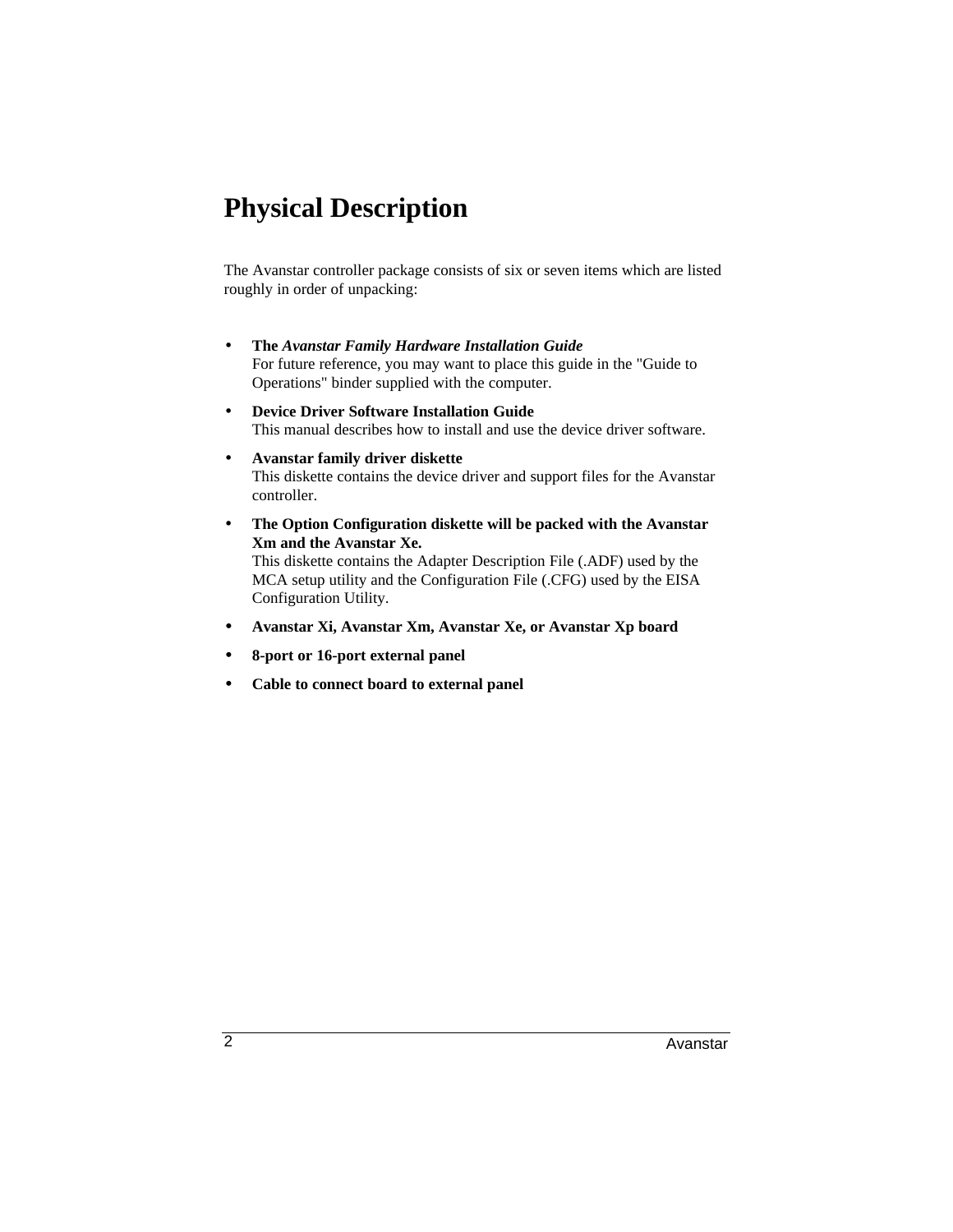# Physical Description

The Avanstar controller package consists of six or seven items which are listed roughly in order of unpacking:

- **The *Avanstar Family Hardware Installation Guide***
  For future reference, you may want to place this guide in the "Guide to Operations" binder supplied with the computer.
- **Device Driver Software Installation Guide**
  This manual describes how to install and use the device driver software.
- **Avanstar family driver diskette**
  This diskette contains the device driver and support files for the Avanstar controller.
- **The Option Configuration diskette will be packed with the Avanstar Xm and the Avanstar Xe.**
  This diskette contains the Adapter Description File (.ADF) used by the MCA setup utility and the Configuration File (.CFG) used by the EISA Configuration Utility.
- **Avanstar Xi, Avanstar Xm, Avanstar Xe, or Avanstar Xp board**
- **8-port or 16-port external panel**
- **Cable to connect board to external panel**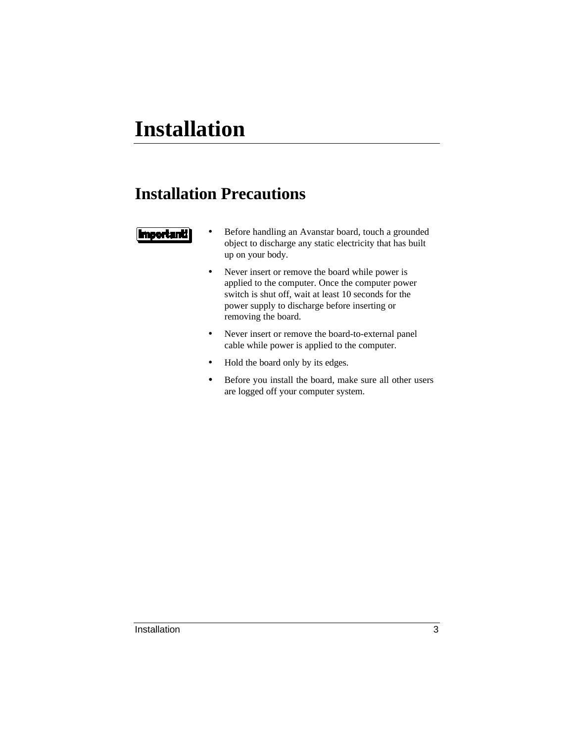# Installation

## Installation Precautions

**Important!**

- Before handling an Avanstar board, touch a grounded object to discharge any static electricity that has built up on your body.
- Never insert or remove the board while power is applied to the computer. Once the computer power switch is shut off, wait at least 10 seconds for the power supply to discharge before inserting or removing the board.
- Never insert or remove the board-to-external panel cable while power is applied to the computer.
- Hold the board only by its edges.
- Before you install the board, make sure all other users are logged off your computer system.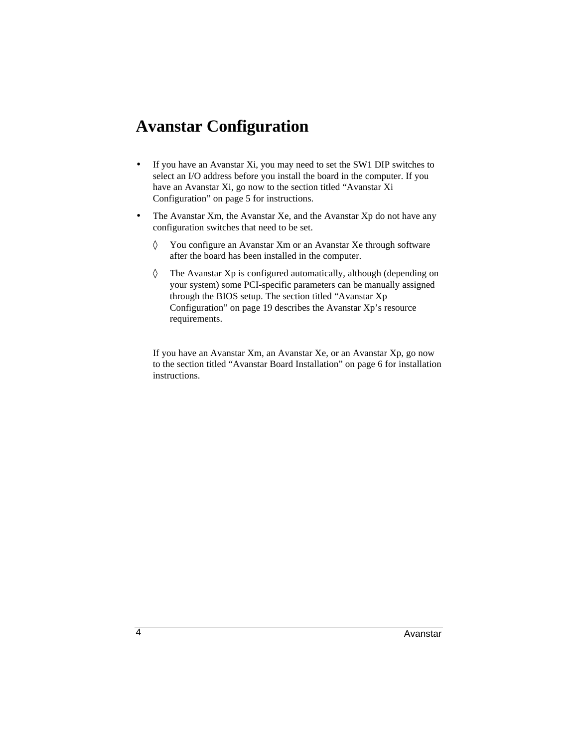# Avanstar Configuration

- If you have an Avanstar Xi, you may need to set the SW1 DIP switches to select an I/O address before you install the board in the computer. If you have an Avanstar Xi, go now to the section titled “Avanstar Xi Configuration” on page 5 for instructions.
- The Avanstar Xm, the Avanstar Xe, and the Avanstar Xp do not have any configuration switches that need to be set.
  - ◊ You configure an Avanstar Xm or an Avanstar Xe through software after the board has been installed in the computer.
  - ◊ The Avanstar Xp is configured automatically, although (depending on your system) some PCI-specific parameters can be manually assigned through the BIOS setup. The section titled “Avanstar Xp Configuration” on page 19 describes the Avanstar Xp’s resource requirements.

If you have an Avanstar Xm, an Avanstar Xe, or an Avanstar Xp, go now to the section titled “Avanstar Board Installation” on page 6 for installation instructions.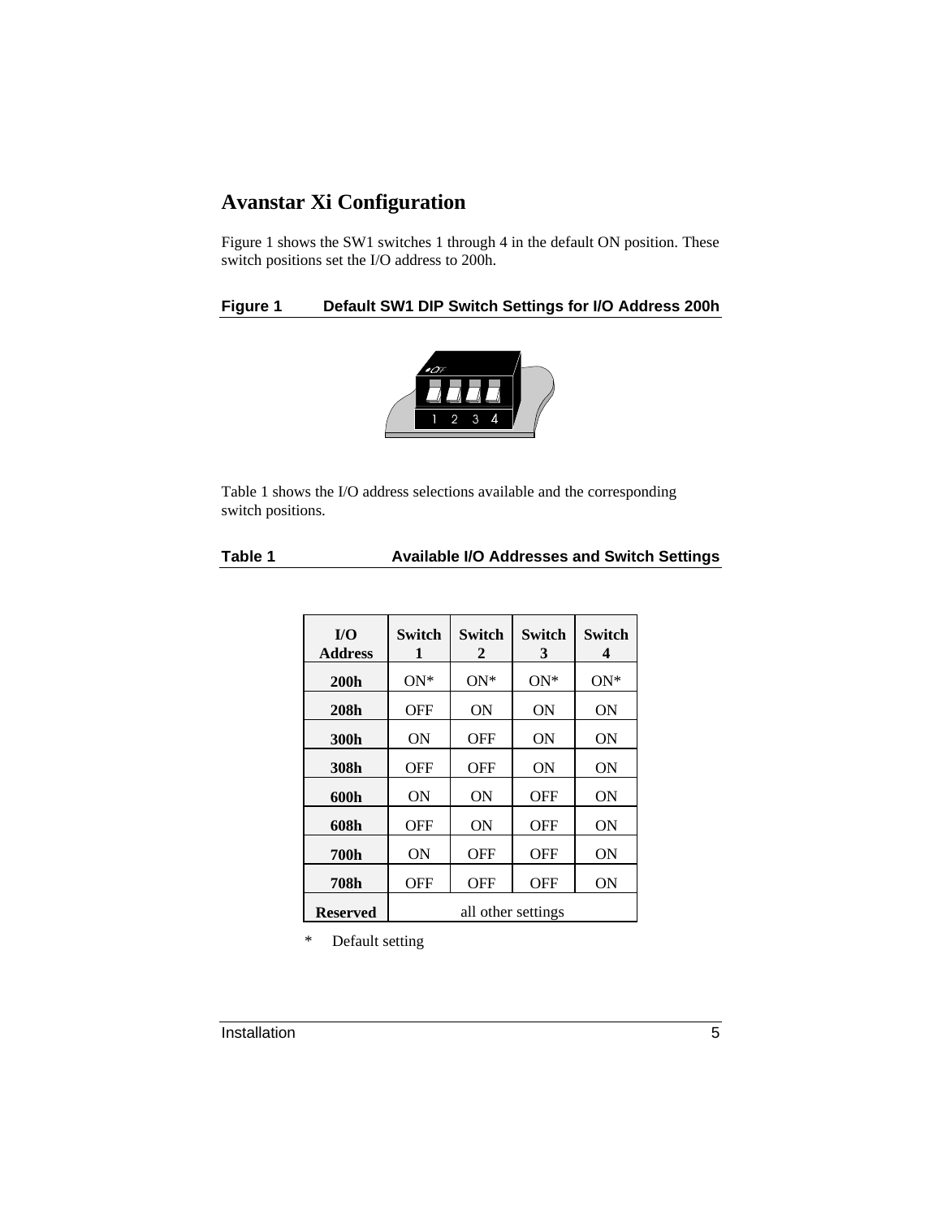## Avanstar Xi Configuration

Figure 1 shows the SW1 switches 1 through 4 in the default ON position. These switch positions set the I/O address to 200h.

**Figure 1 Default SW1 DIP Switch Settings for I/O Address 200h**

Table 1 shows the I/O address selections available and the corresponding switch positions.

**Table 1 Available I/O Addresses and Switch Settings**

| I/O Address | Switch 1 | Switch 2 | Switch 3 | Switch 4 |
|---|---|---|---|---|
| **200h** | ON* | ON* | ON* | ON* |
| **208h** | OFF | ON | ON | ON |
| **300h** | ON | OFF | ON | ON |
| **308h** | OFF | OFF | ON | ON |
| **600h** | ON | ON | OFF | ON |
| **608h** | OFF | ON | OFF | ON |
| **700h** | ON | OFF | OFF | ON |
| **708h** | OFF | OFF | OFF | ON |
| **Reserved** | all other settings | | | |

\* Default setting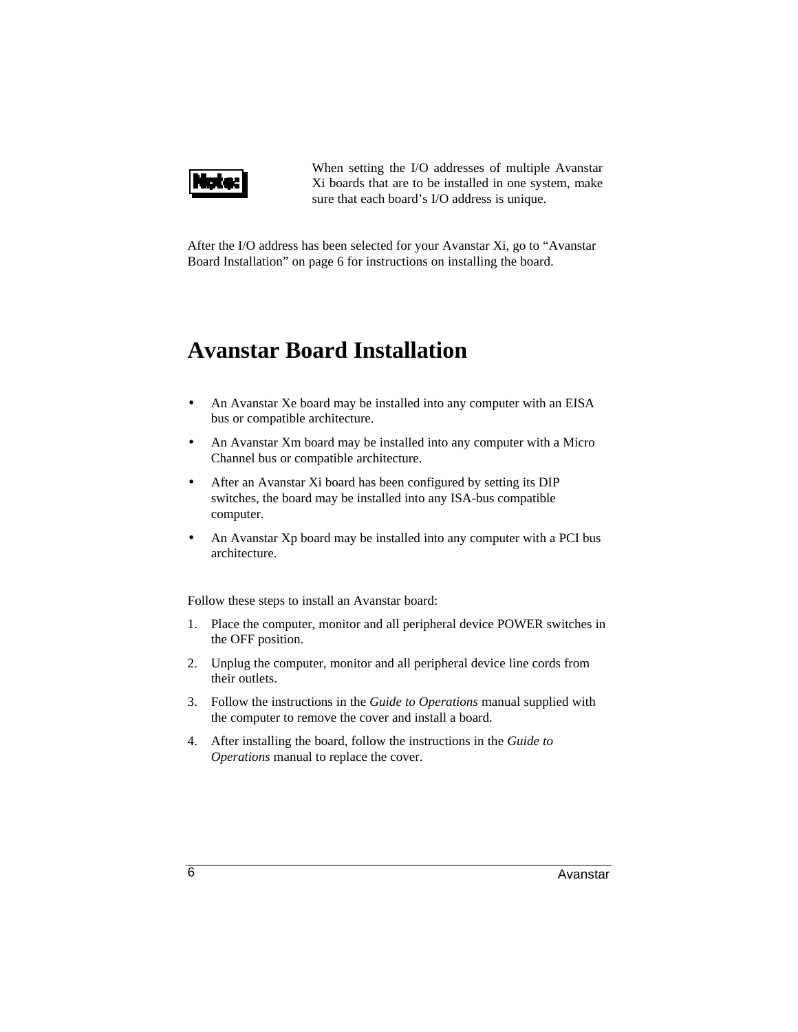**Note:** When setting the I/O addresses of multiple Avanstar Xi boards that are to be installed in one system, make sure that each board's I/O address is unique.

After the I/O address has been selected for your Avanstar Xi, go to "Avanstar Board Installation" on page 6 for instructions on installing the board.

# Avanstar Board Installation

- An Avanstar Xe board may be installed into any computer with an EISA bus or compatible architecture.
- An Avanstar Xm board may be installed into any computer with a Micro Channel bus or compatible architecture.
- After an Avanstar Xi board has been configured by setting its DIP switches, the board may be installed into any ISA-bus compatible computer.
- An Avanstar Xp board may be installed into any computer with a PCI bus architecture.

Follow these steps to install an Avanstar board:

1. Place the computer, monitor and all peripheral device POWER switches in the OFF position.
2. Unplug the computer, monitor and all peripheral device line cords from their outlets.
3. Follow the instructions in the *Guide to Operations* manual supplied with the computer to remove the cover and install a board.
4. After installing the board, follow the instructions in the *Guide to Operations* manual to replace the cover.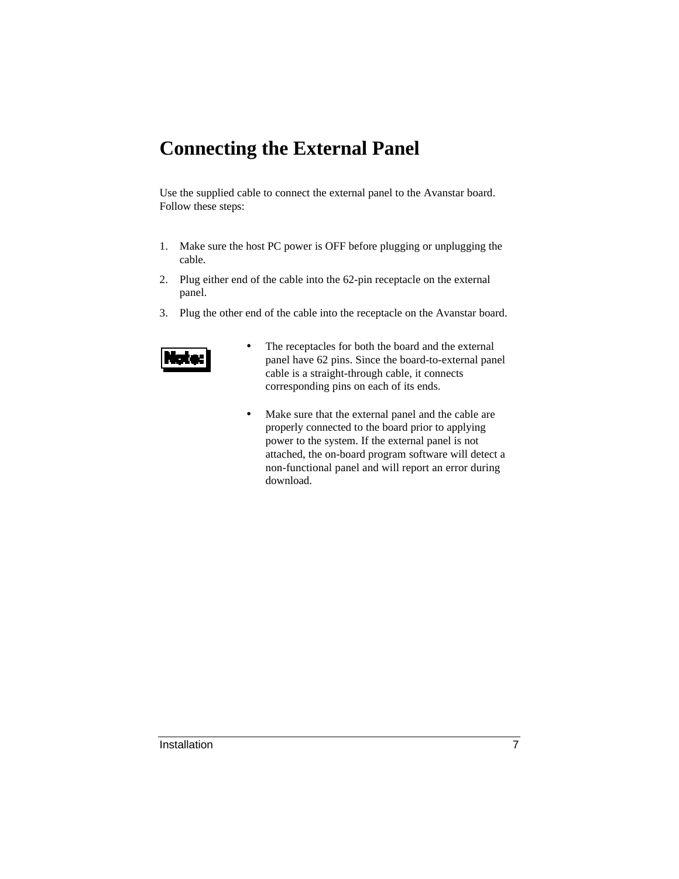# Connecting the External Panel

Use the supplied cable to connect the external panel to the Avanstar board. Follow these steps:

1. Make sure the host PC power is OFF before plugging or unplugging the cable.
2. Plug either end of the cable into the 62-pin receptacle on the external panel.
3. Plug the other end of the cable into the receptacle on the Avanstar board.

**Note:**

- The receptacles for both the board and the external panel have 62 pins. Since the board-to-external panel cable is a straight-through cable, it connects corresponding pins on each of its ends.

- Make sure that the external panel and the cable are properly connected to the board prior to applying power to the system. If the external panel is not attached, the on-board program software will detect a non-functional panel and will report an error during download.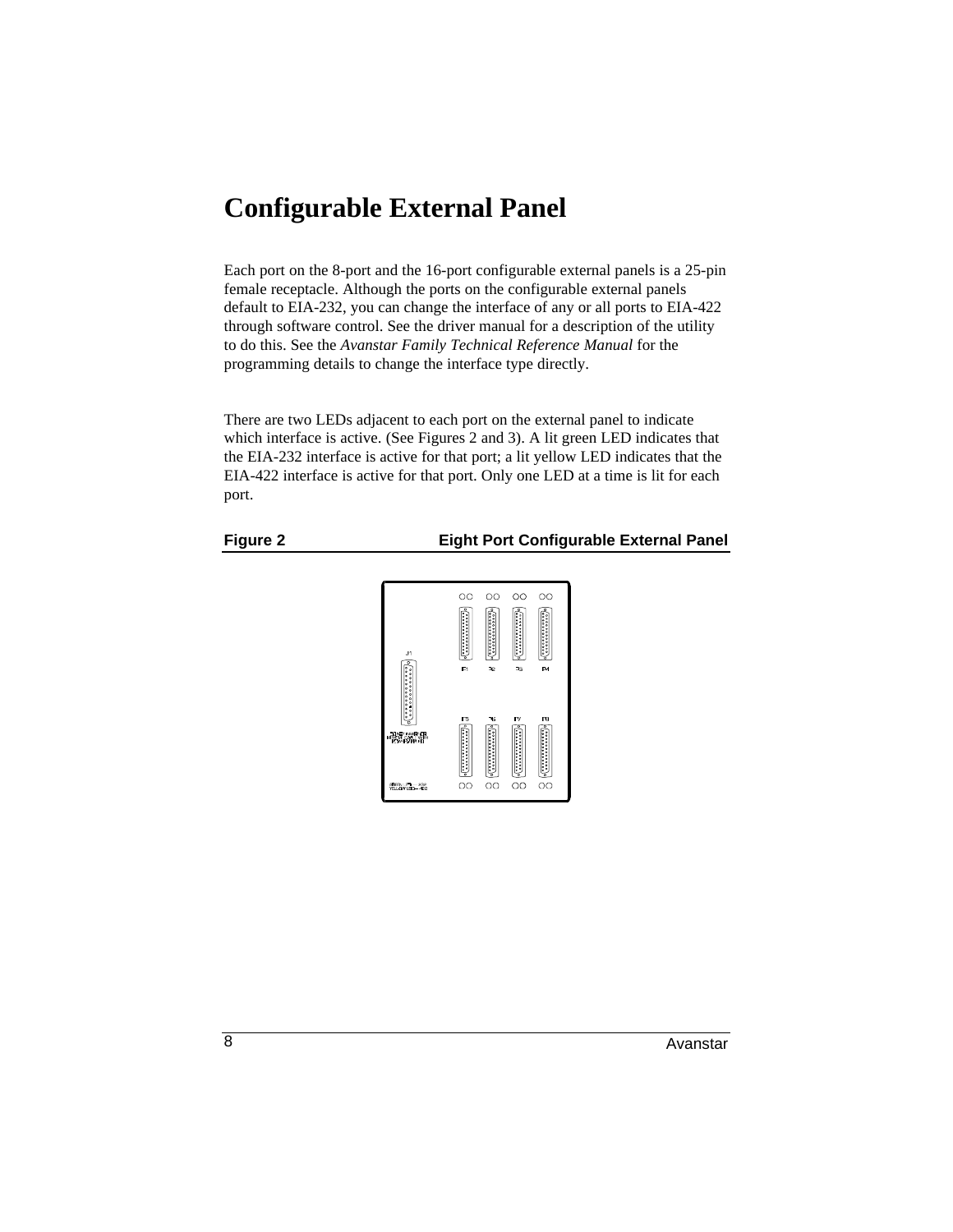# Configurable External Panel

Each port on the 8-port and the 16-port configurable external panels is a 25-pin female receptacle. Although the ports on the configurable external panels default to EIA-232, you can change the interface of any or all ports to EIA-422 through software control. See the driver manual for a description of the utility to do this. See the *Avanstar Family Technical Reference Manual* for the programming details to change the interface type directly.

There are two LEDs adjacent to each port on the external panel to indicate which interface is active. (See Figures 2 and 3). A lit green LED indicates that the EIA-232 interface is active for that port; a lit yellow LED indicates that the EIA-422 interface is active for that port. Only one LED at a time is lit for each port.

**Figure 2** **Eight Port Configurable External Panel**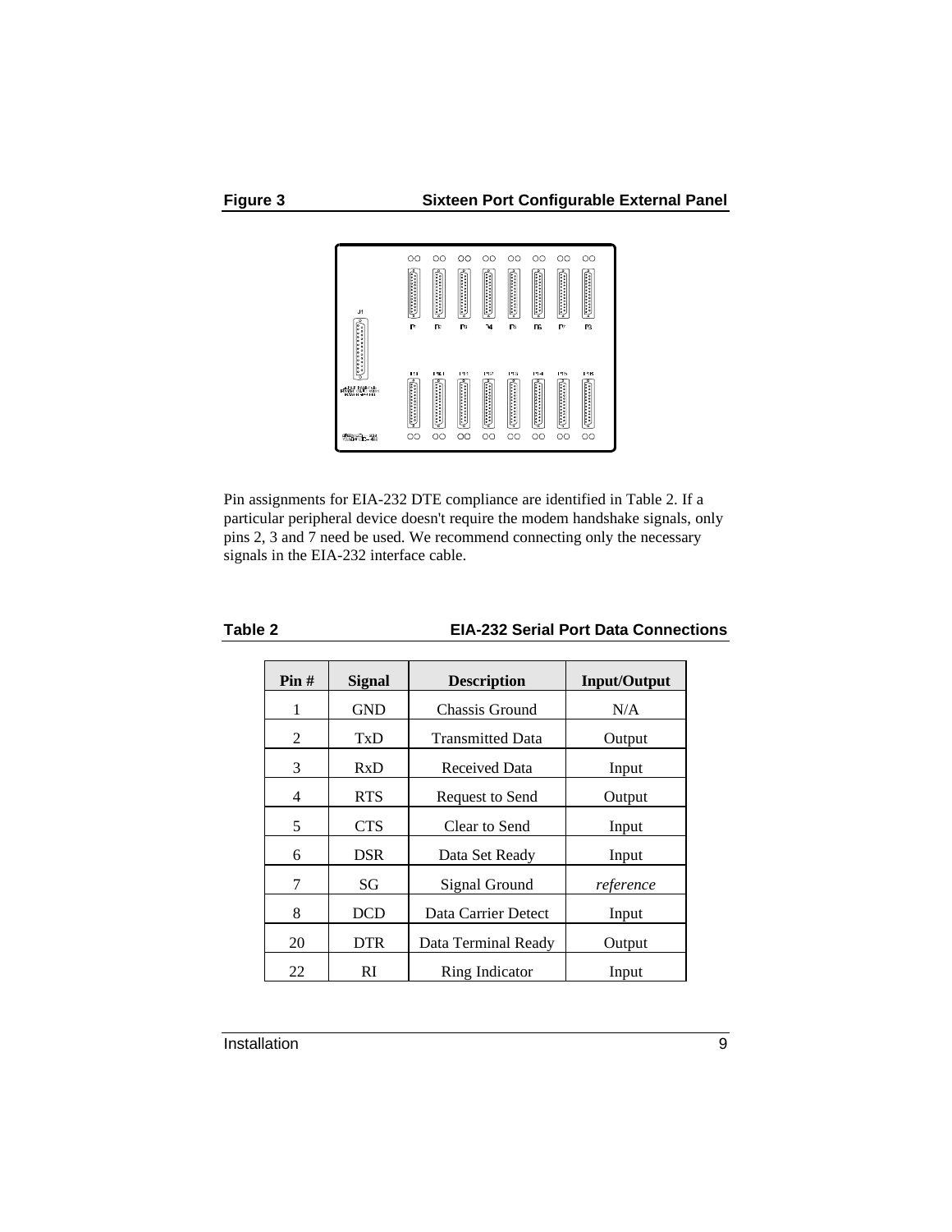**Figure 3** **Sixteen Port Configurable External Panel**

Pin assignments for EIA-232 DTE compliance are identified in Table 2. If a particular peripheral device doesn't require the modem handshake signals, only pins 2, 3 and 7 need be used. We recommend connecting only the necessary signals in the EIA-232 interface cable.

**Table 2** **EIA-232 Serial Port Data Connections**

| Pin # | Signal | Description | Input/Output |
|---|---|---|---|
| 1 | GND | Chassis Ground | N/A |
| 2 | TxD | Transmitted Data | Output |
| 3 | RxD | Received Data | Input |
| 4 | RTS | Request to Send | Output |
| 5 | CTS | Clear to Send | Input |
| 6 | DSR | Data Set Ready | Input |
| 7 | SG | Signal Ground | *reference* |
| 8 | DCD | Data Carrier Detect | Input |
| 20 | DTR | Data Terminal Ready | Output |
| 22 | RI | Ring Indicator | Input |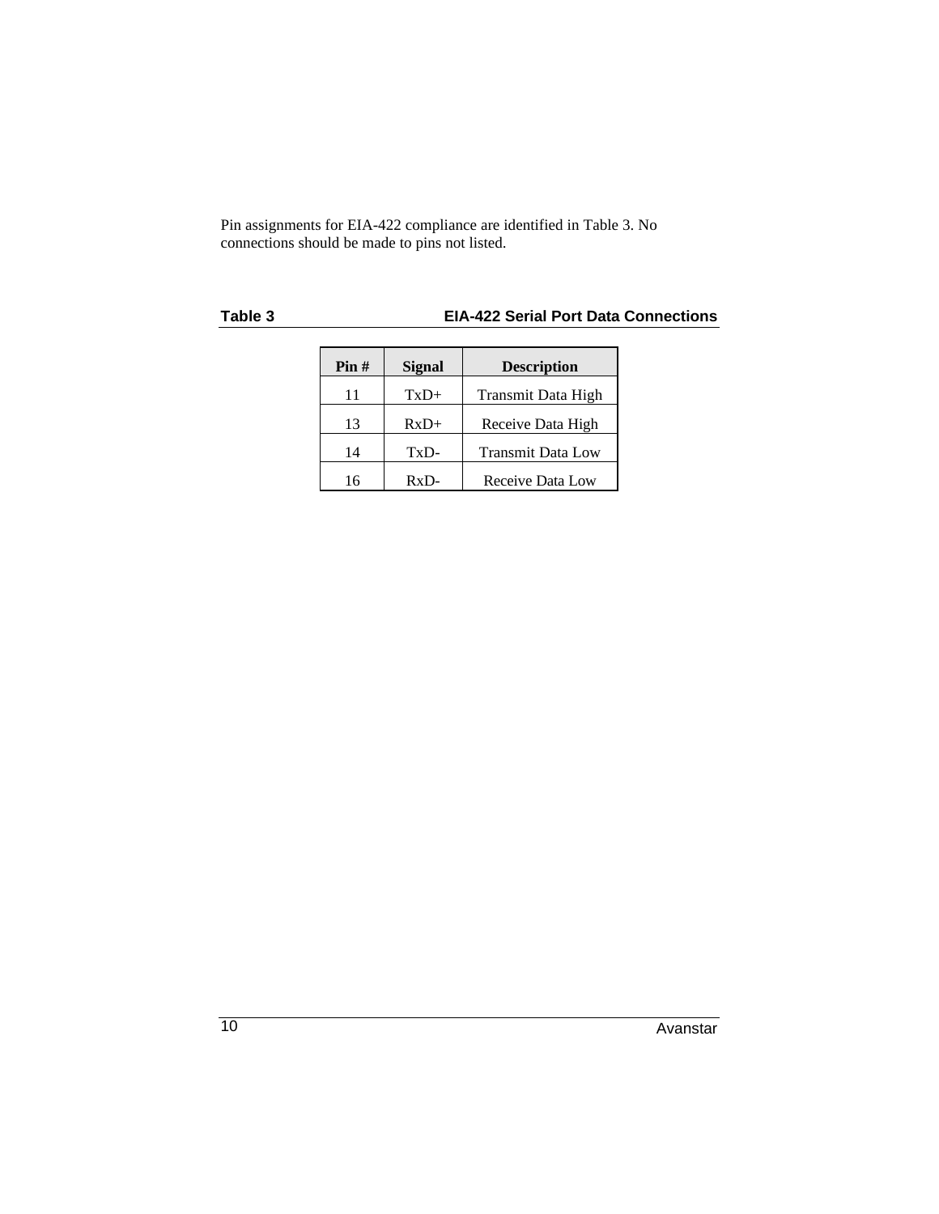Pin assignments for EIA-422 compliance are identified in Table 3. No connections should be made to pins not listed.

**Table 3 EIA-422 Serial Port Data Connections**

| Pin # | Signal | Description |
|---|---|---|
| 11 | TxD+ | Transmit Data High |
| 13 | RxD+ | Receive Data High |
| 14 | TxD- | Transmit Data Low |
| 16 | RxD- | Receive Data Low |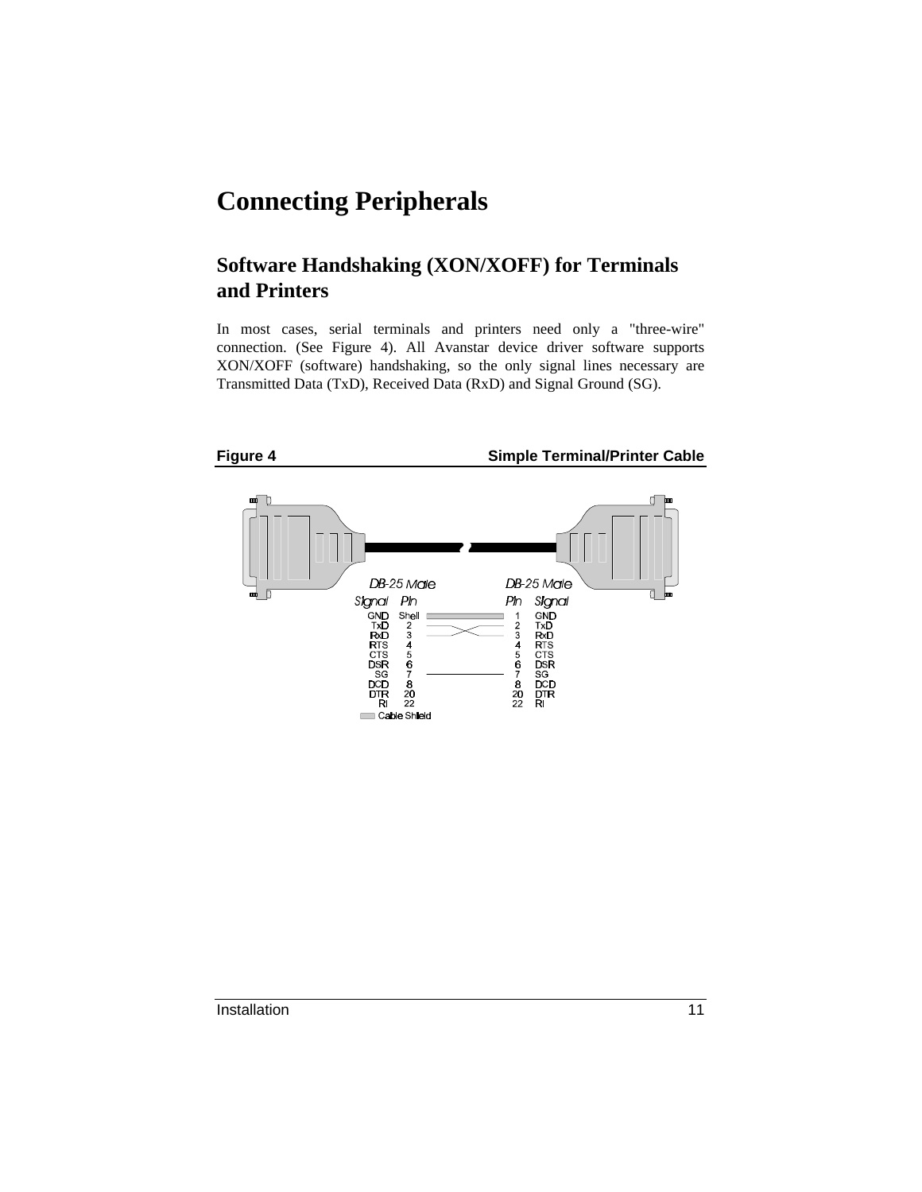# Connecting Peripherals

## Software Handshaking (XON/XOFF) for Terminals and Printers

In most cases, serial terminals and printers need only a "three-wire" connection. (See Figure 4). All Avanstar device driver software supports XON/XOFF (software) handshaking, so the only signal lines necessary are Transmitted Data (TxD), Received Data (RxD) and Signal Ground (SG).

**Figure 4** **Simple Terminal/Printer Cable**

| DB-25 Male Signal | Pin | | Pin | DB-25 Male Signal |
|---|---|---|---|---|
| GND | Shell | Cable Shield | 1 | GND |
| TxD | 2 | to pin 3 | 2 | TxD |
| RxD | 3 | to pin 2 | 3 | RxD |
| RTS | 4 | | 4 | RTS |
| CTS | 5 | | 5 | CTS |
| DSR | 6 | | 6 | DSR |
| SG | 7 | to pin 7 | 7 | SG |
| DCD | 8 | | 8 | DCD |
| DTR | 20 | | 20 | DTR |
| RI | 22 | | 22 | RI |

Cable Shield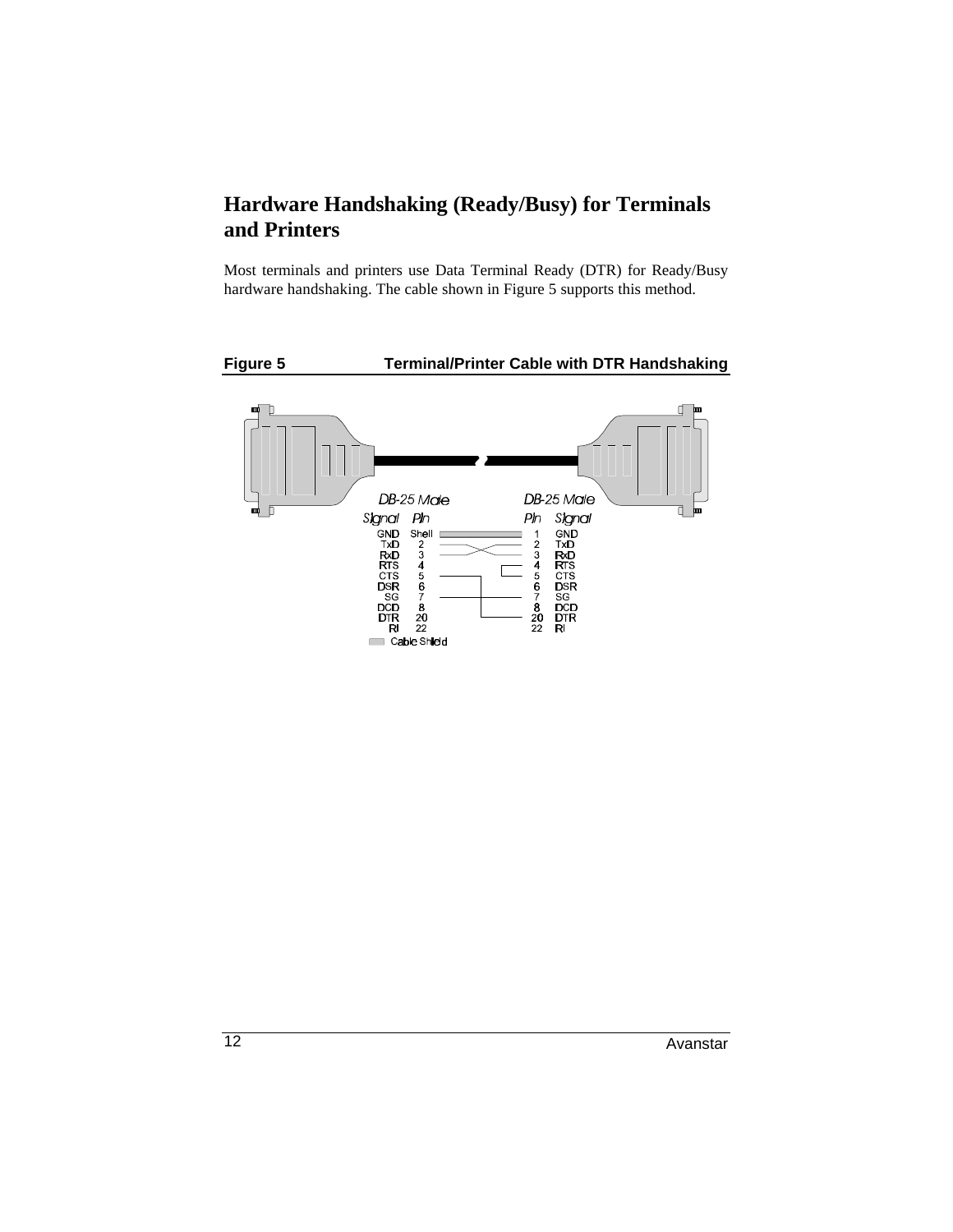## Hardware Handshaking (Ready/Busy) for Terminals and Printers

Most terminals and printers use Data Terminal Ready (DTR) for Ready/Busy hardware handshaking. The cable shown in Figure 5 supports this method.

**Figure 5 Terminal/Printer Cable with DTR Handshaking**

| DB-25 Male Signal | Pin | DB-25 Male Pin | Signal |
|---|---|---|---|
| GND | Shell | 1 | GND |
| TxD | 2 | 2 | TxD |
| RxD | 3 | 3 | RxD |
| RTS | 4 | 4 | RTS |
| CTS | 5 | 5 | CTS |
| DSR | 6 | 6 | DSR |
| SG | 7 | 7 | SG |
| DCD | 8 | 8 | DCD |
| DTR | 20 | 20 | DTR |
| RI | 22 | 22 | RI |

Cable Shield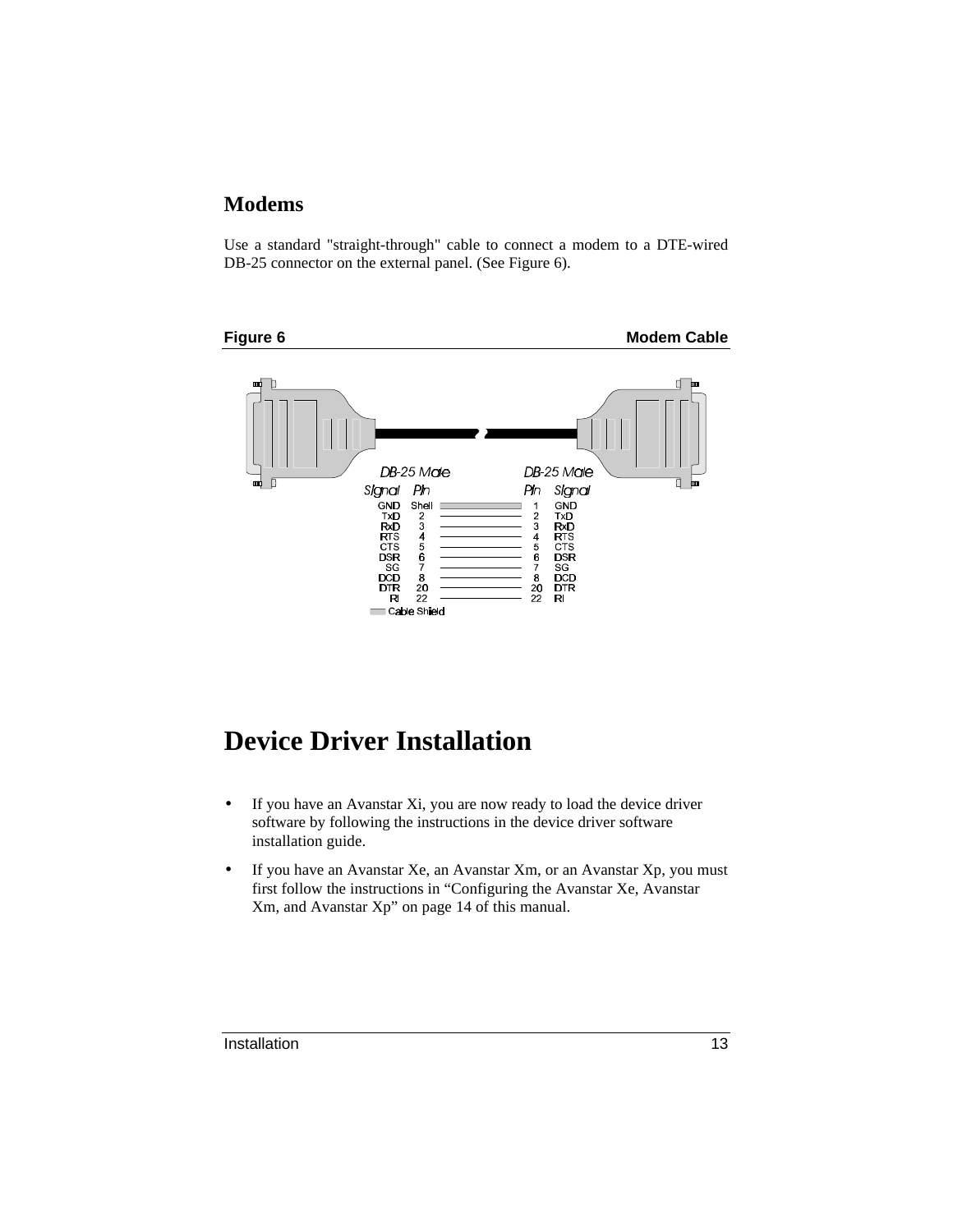## Modems

Use a standard "straight-through" cable to connect a modem to a DTE-wired DB-25 connector on the external panel. (See Figure 6).

**Figure 6** **Modem Cable**

| DB-25 Male Signal | Pin | | Pin | DB-25 Male Signal |
|---|---|---|---|---|
| GND | Shell | Cable Shield | 1 | GND |
| TxD | 2 | | 2 | TxD |
| RxD | 3 | | 3 | RxD |
| RTS | 4 | | 4 | RTS |
| CTS | 5 | | 5 | CTS |
| DSR | 6 | | 6 | DSR |
| SG | 7 | | 7 | SG |
| DCD | 8 | | 8 | DCD |
| DTR | 20 | | 20 | DTR |
| RI | 22 | | 22 | RI |

Cable Shield

# Device Driver Installation

- If you have an Avanstar Xi, you are now ready to load the device driver software by following the instructions in the device driver software installation guide.
- If you have an Avanstar Xe, an Avanstar Xm, or an Avanstar Xp, you must first follow the instructions in "Configuring the Avanstar Xe, Avanstar Xm, and Avanstar Xp" on page 14 of this manual.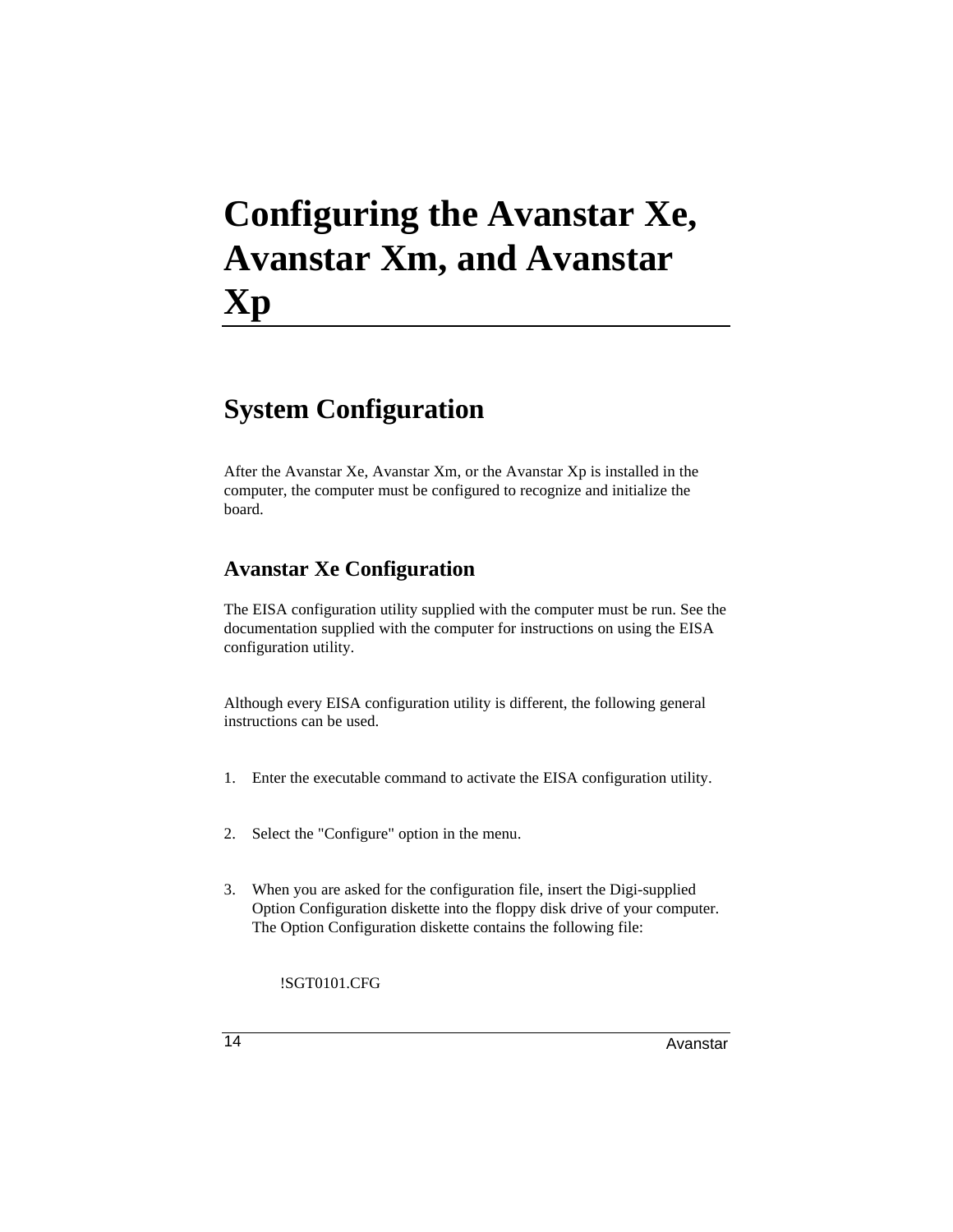# Configuring the Avanstar Xe, Avanstar Xm, and Avanstar Xp

## System Configuration

After the Avanstar Xe, Avanstar Xm, or the Avanstar Xp is installed in the computer, the computer must be configured to recognize and initialize the board.

### Avanstar Xe Configuration

The EISA configuration utility supplied with the computer must be run. See the documentation supplied with the computer for instructions on using the EISA configuration utility.

Although every EISA configuration utility is different, the following general instructions can be used.

1. Enter the executable command to activate the EISA configuration utility.
2. Select the "Configure" option in the menu.
3. When you are asked for the configuration file, insert the Digi-supplied Option Configuration diskette into the floppy disk drive of your computer. The Option Configuration diskette contains the following file:

    !SGT0101.CFG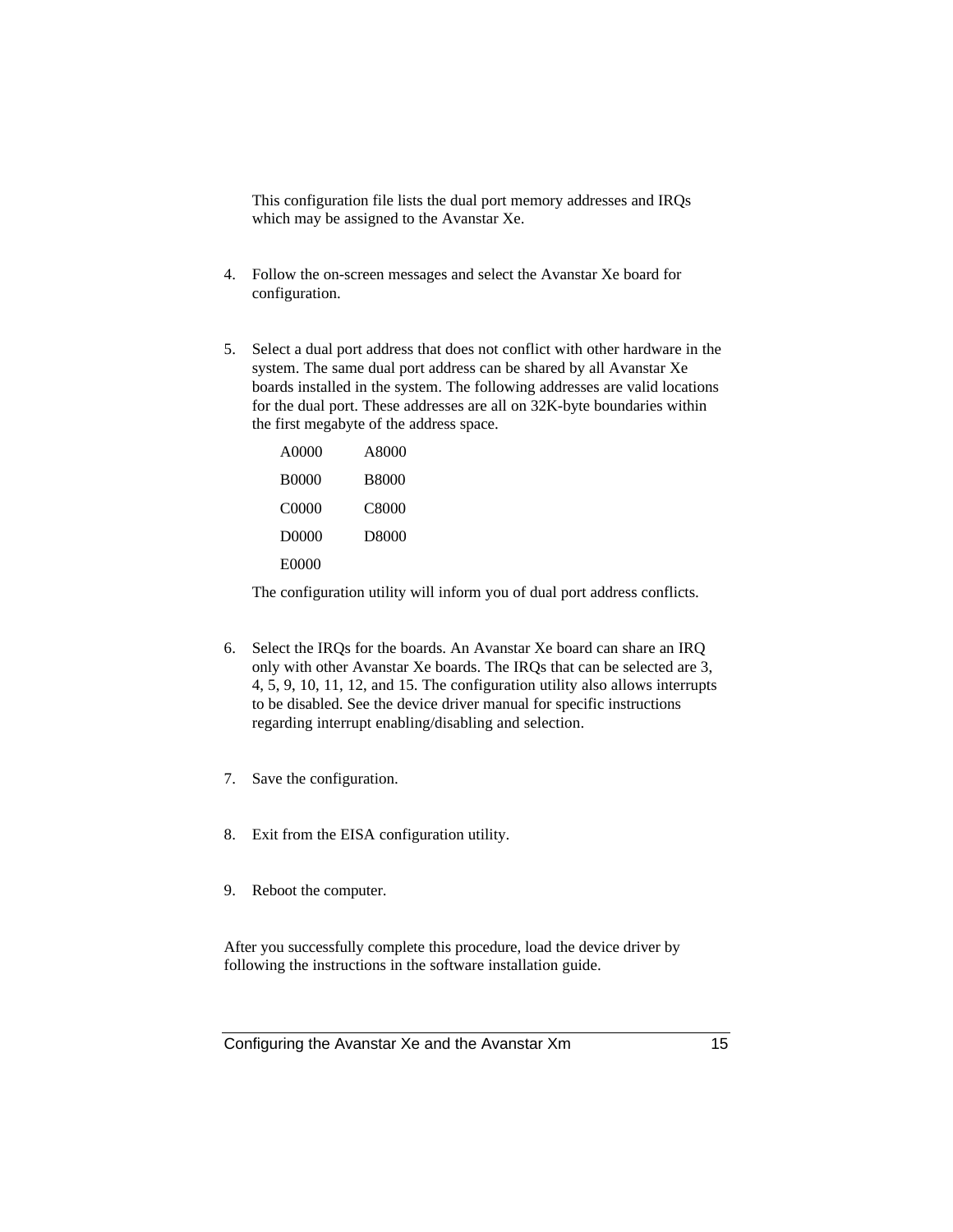This configuration file lists the dual port memory addresses and IRQs which may be assigned to the Avanstar Xe.

4. Follow the on-screen messages and select the Avanstar Xe board for configuration.

5. Select a dual port address that does not conflict with other hardware in the system. The same dual port address can be shared by all Avanstar Xe boards installed in the system. The following addresses are valid locations for the dual port. These addresses are all on 32K-byte boundaries within the first megabyte of the address space.

   | | |
   |---|---|
   | A0000 | A8000 |
   | B0000 | B8000 |
   | C0000 | C8000 |
   | D0000 | D8000 |
   | E0000 | |

   The configuration utility will inform you of dual port address conflicts.

6. Select the IRQs for the boards. An Avanstar Xe board can share an IRQ only with other Avanstar Xe boards. The IRQs that can be selected are 3, 4, 5, 9, 10, 11, 12, and 15. The configuration utility also allows interrupts to be disabled. See the device driver manual for specific instructions regarding interrupt enabling/disabling and selection.

7. Save the configuration.

8. Exit from the EISA configuration utility.

9. Reboot the computer.

After you successfully complete this procedure, load the device driver by following the instructions in the software installation guide.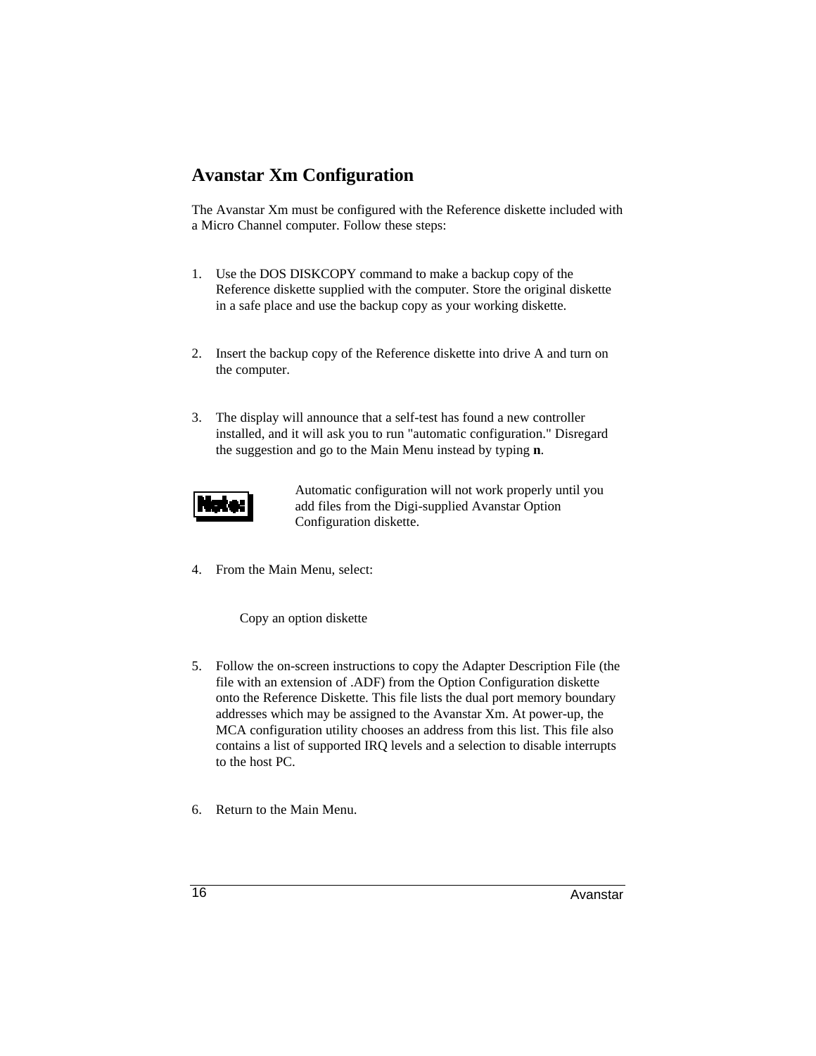## Avanstar Xm Configuration

The Avanstar Xm must be configured with the Reference diskette included with a Micro Channel computer. Follow these steps:

1. Use the DOS DISKCOPY command to make a backup copy of the Reference diskette supplied with the computer. Store the original diskette in a safe place and use the backup copy as your working diskette.

2. Insert the backup copy of the Reference diskette into drive A and turn on the computer.

3. The display will announce that a self-test has found a new controller installed, and it will ask you to run "automatic configuration." Disregard the suggestion and go to the Main Menu instead by typing **n**.

**Note:** Automatic configuration will not work properly until you add files from the Digi-supplied Avanstar Option Configuration diskette.

4. From the Main Menu, select:

   Copy an option diskette

5. Follow the on-screen instructions to copy the Adapter Description File (the file with an extension of .ADF) from the Option Configuration diskette onto the Reference Diskette. This file lists the dual port memory boundary addresses which may be assigned to the Avanstar Xm. At power-up, the MCA configuration utility chooses an address from this list. This file also contains a list of supported IRQ levels and a selection to disable interrupts to the host PC.

6. Return to the Main Menu.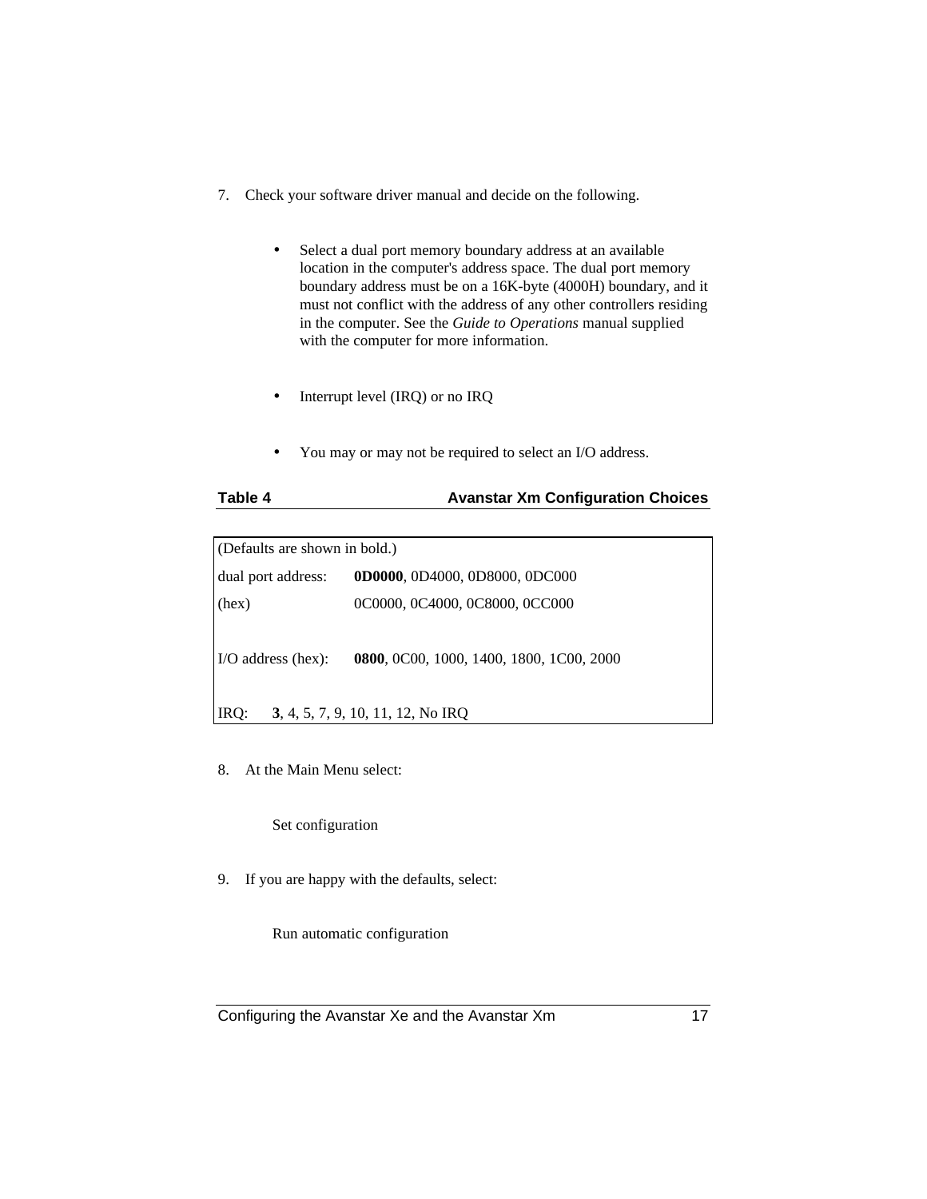7. Check your software driver manual and decide on the following.

   - Select a dual port memory boundary address at an available location in the computer's address space. The dual port memory boundary address must be on a 16K-byte (4000H) boundary, and it must not conflict with the address of any other controllers residing in the computer. See the *Guide to Operations* manual supplied with the computer for more information.

   - Interrupt level (IRQ) or no IRQ

   - You may or may not be required to select an I/O address.

**Table 4 Avanstar Xm Configuration Choices**

| (Defaults are shown in bold.) | |
|---|---|
| dual port address: | **0D0000**, 0D4000, 0D8000, 0DC000 |
| (hex) | 0C0000, 0C4000, 0C8000, 0CC000 |
| I/O address (hex): | **0800**, 0C00, 1000, 1400, 1800, 1C00, 2000 |
| IRQ: | **3**, 4, 5, 7, 9, 10, 11, 12, No IRQ |

8. At the Main Menu select:

   Set configuration

9. If you are happy with the defaults, select:

   Run automatic configuration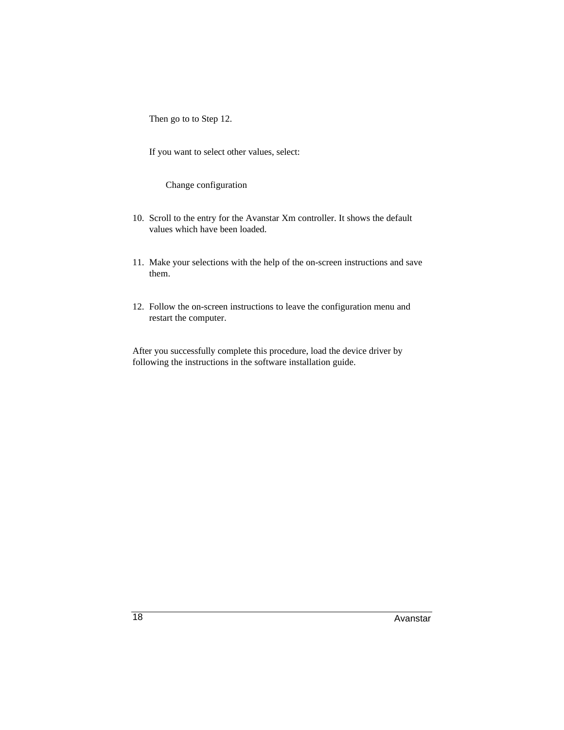Then go to to Step 12.

If you want to select other values, select:

Change configuration

10. Scroll to the entry for the Avanstar Xm controller. It shows the default values which have been loaded.

11. Make your selections with the help of the on-screen instructions and save them.

12. Follow the on-screen instructions to leave the configuration menu and restart the computer.

After you successfully complete this procedure, load the device driver by following the instructions in the software installation guide.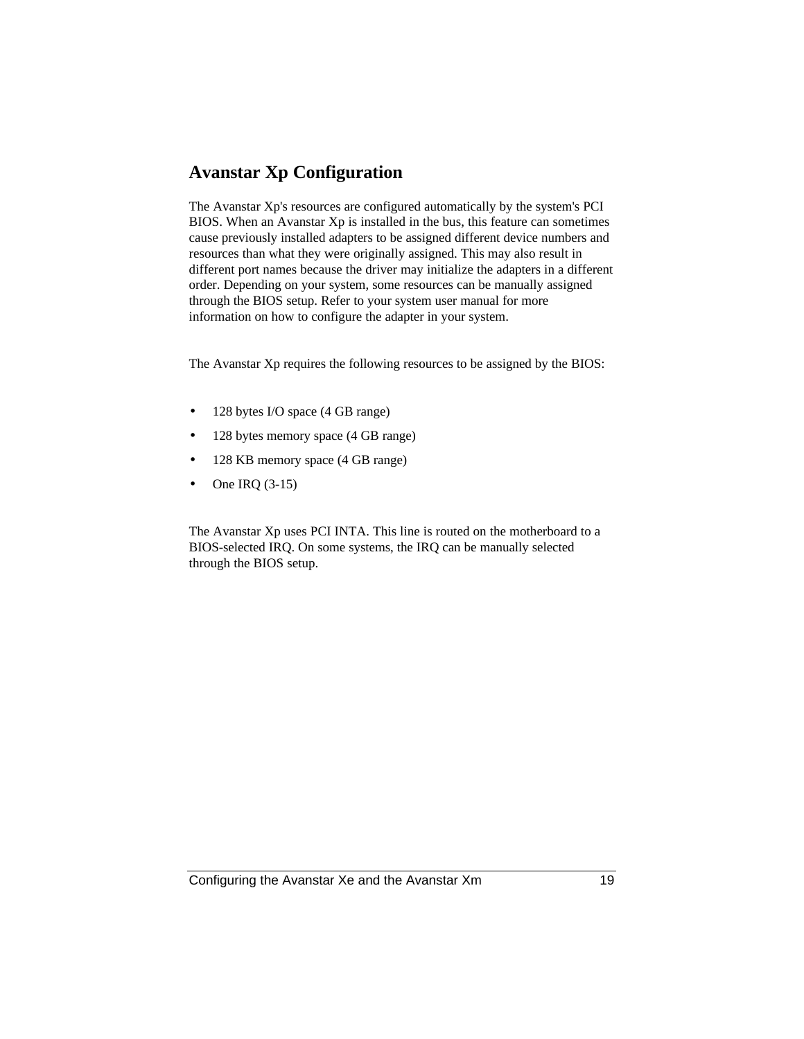## Avanstar Xp Configuration

The Avanstar Xp's resources are configured automatically by the system's PCI BIOS. When an Avanstar Xp is installed in the bus, this feature can sometimes cause previously installed adapters to be assigned different device numbers and resources than what they were originally assigned. This may also result in different port names because the driver may initialize the adapters in a different order. Depending on your system, some resources can be manually assigned through the BIOS setup. Refer to your system user manual for more information on how to configure the adapter in your system.

The Avanstar Xp requires the following resources to be assigned by the BIOS:

- 128 bytes I/O space (4 GB range)
- 128 bytes memory space (4 GB range)
- 128 KB memory space (4 GB range)
- One IRQ (3-15)

The Avanstar Xp uses PCI INTA. This line is routed on the motherboard to a BIOS-selected IRQ. On some systems, the IRQ can be manually selected through the BIOS setup.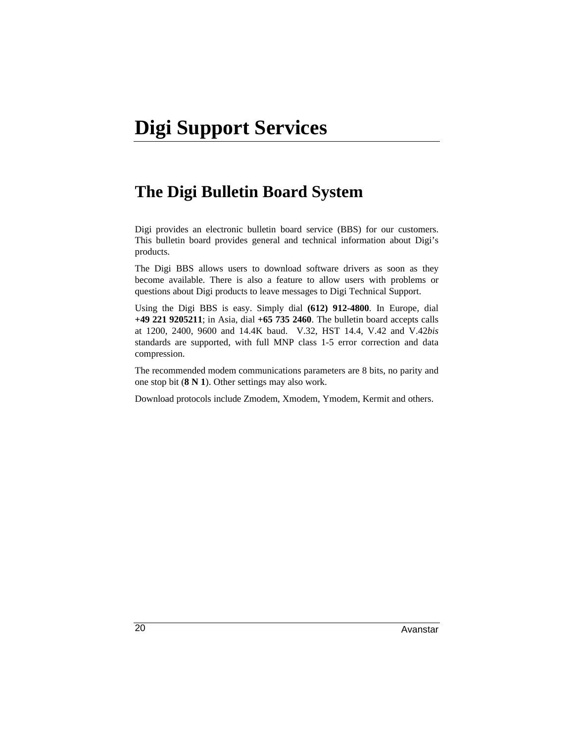# Digi Support Services

## The Digi Bulletin Board System

Digi provides an electronic bulletin board service (BBS) for our customers. This bulletin board provides general and technical information about Digi's products.

The Digi BBS allows users to download software drivers as soon as they become available. There is also a feature to allow users with problems or questions about Digi products to leave messages to Digi Technical Support.

Using the Digi BBS is easy. Simply dial **(612) 912-4800**. In Europe, dial **+49 221 9205211**; in Asia, dial **+65 735 2460**. The bulletin board accepts calls at 1200, 2400, 9600 and 14.4K baud. V.32, HST 14.4, V.42 and V.42*bis* standards are supported, with full MNP class 1-5 error correction and data compression.

The recommended modem communications parameters are 8 bits, no parity and one stop bit (**8 N 1**). Other settings may also work.

Download protocols include Zmodem, Xmodem, Ymodem, Kermit and others.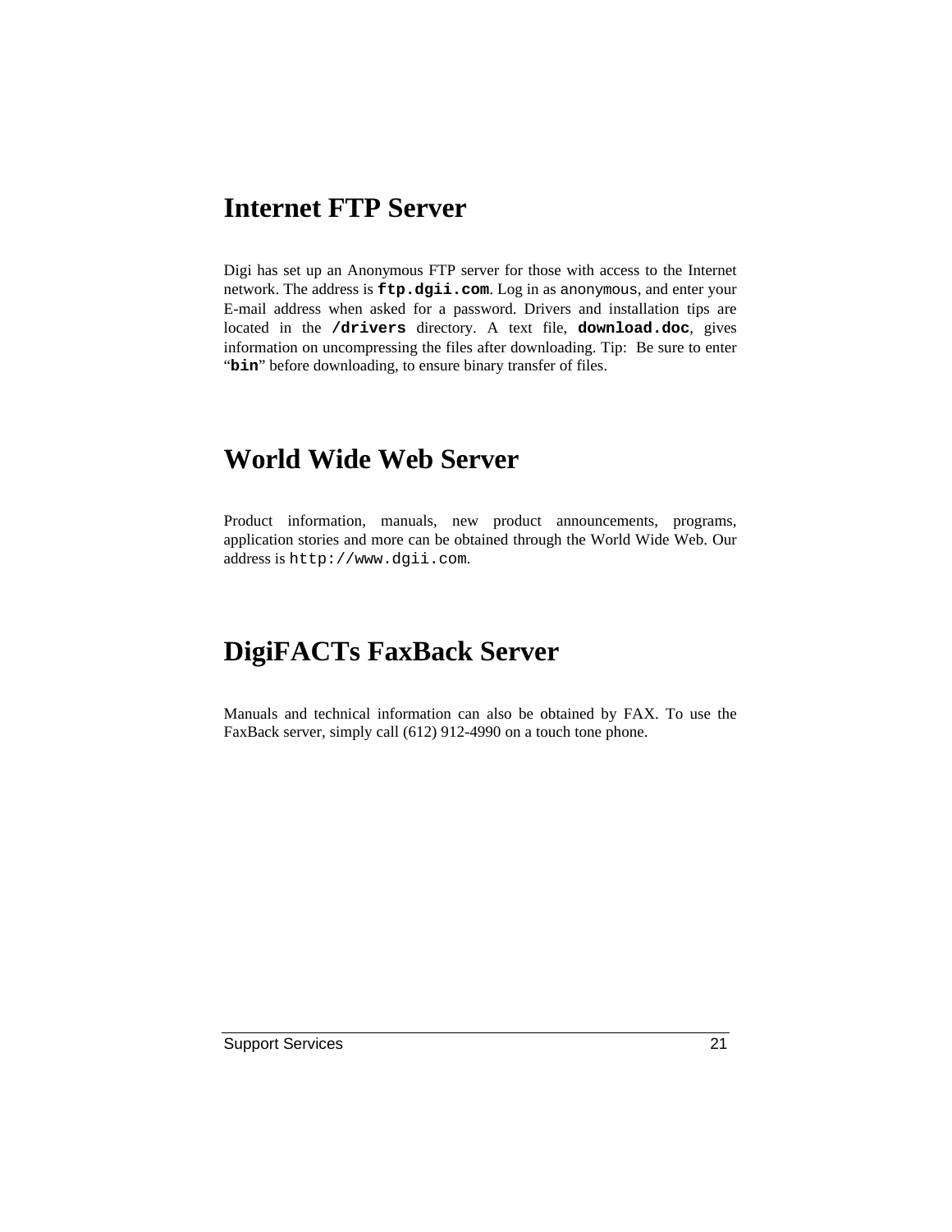## Internet FTP Server

Digi has set up an Anonymous FTP server for those with access to the Internet network. The address is **`ftp.dgii.com`**. Log in as `anonymous`, and enter your E-mail address when asked for a password. Drivers and installation tips are located in the **`/drivers`** directory. A text file, **`download.doc`**, gives information on uncompressing the files after downloading. Tip: Be sure to enter "**`bin`**" before downloading, to ensure binary transfer of files.

## World Wide Web Server

Product information, manuals, new product announcements, programs, application stories and more can be obtained through the World Wide Web. Our address is `http://www.dgii.com`.

## DigiFACTs FaxBack Server

Manuals and technical information can also be obtained by FAX. To use the FaxBack server, simply call (612) 912-4990 on a touch tone phone.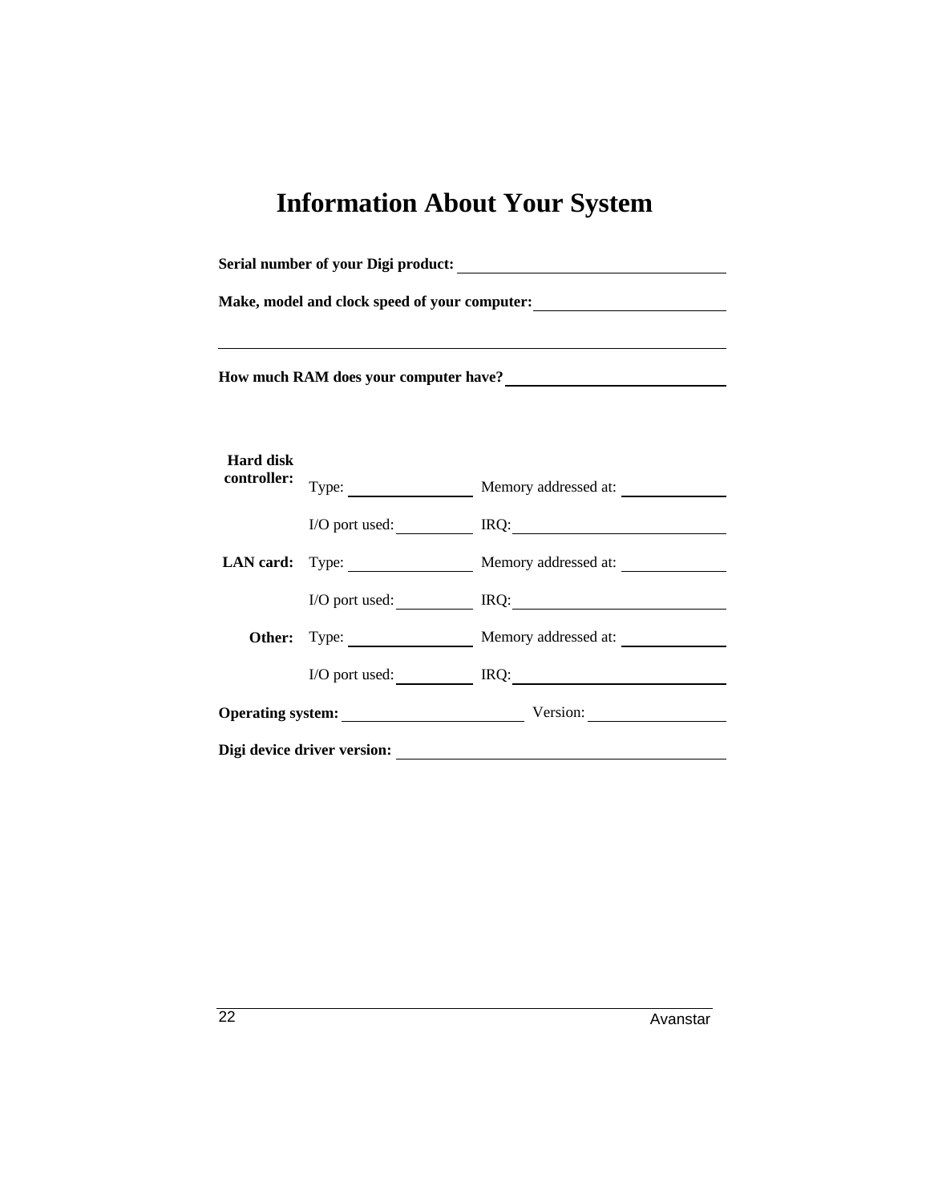# Information About Your System

**Serial number of your Digi product:** ____________________

**Make, model and clock speed of your computer:** ____________________

____________________________________________

**How much RAM does your computer have?** ____________________

| | | |
|---|---|---|
| **Hard disk controller:** | Type: __________ | Memory addressed at: __________ |
| | I/O port used: __________ | IRQ: __________ |
| **LAN card:** | Type: __________ | Memory addressed at: __________ |
| | I/O port used: __________ | IRQ: __________ |
| **Other:** | Type: __________ | Memory addressed at: __________ |
| | I/O port used: __________ | IRQ: __________ |

**Operating system:** ____________________ Version: __________

**Digi device driver version:** ____________________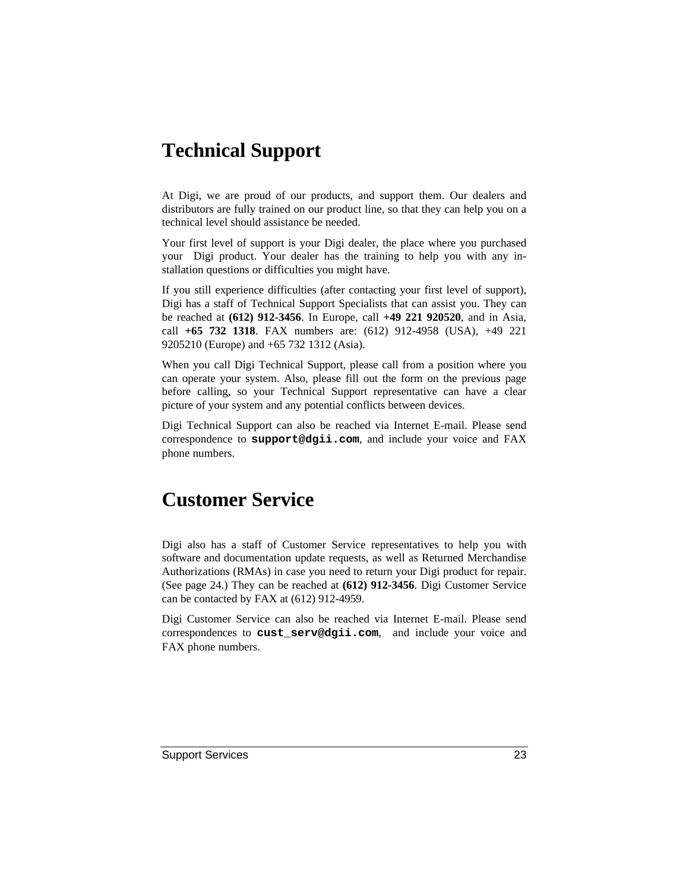# Technical Support

At Digi, we are proud of our products, and support them. Our dealers and distributors are fully trained on our product line, so that they can help you on a technical level should assistance be needed.

Your first level of support is your Digi dealer, the place where you purchased your Digi product. Your dealer has the training to help you with any installation questions or difficulties you might have.

If you still experience difficulties (after contacting your first level of support), Digi has a staff of Technical Support Specialists that can assist you. They can be reached at **(612) 912-3456**. In Europe, call **+49 221 920520**, and in Asia, call **+65 732 1318**. FAX numbers are: (612) 912-4958 (USA), +49 221 9205210 (Europe) and +65 732 1312 (Asia).

When you call Digi Technical Support, please call from a position where you can operate your system. Also, please fill out the form on the previous page before calling, so your Technical Support representative can have a clear picture of your system and any potential conflicts between devices.

Digi Technical Support can also be reached via Internet E-mail. Please send correspondence to **`support@dgii.com`**, and include your voice and FAX phone numbers.

# Customer Service

Digi also has a staff of Customer Service representatives to help you with software and documentation update requests, as well as Returned Merchandise Authorizations (RMAs) in case you need to return your Digi product for repair. (See page 24.) They can be reached at **(612) 912-3456**. Digi Customer Service can be contacted by FAX at (612) 912-4959.

Digi Customer Service can also be reached via Internet E-mail. Please send correspondences to **`cust_serv@dgii.com`**, and include your voice and FAX phone numbers.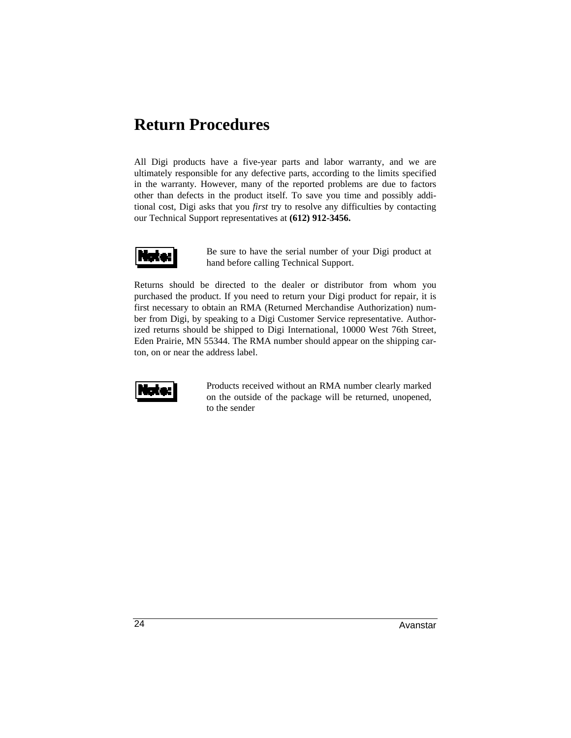# Return Procedures

All Digi products have a five-year parts and labor warranty, and we are ultimately responsible for any defective parts, according to the limits specified in the warranty. However, many of the reported problems are due to factors other than defects in the product itself. To save you time and possibly additional cost, Digi asks that you *first* try to resolve any difficulties by contacting our Technical Support representatives at **(612) 912-3456.**

**Note:** Be sure to have the serial number of your Digi product at hand before calling Technical Support.

Returns should be directed to the dealer or distributor from whom you purchased the product. If you need to return your Digi product for repair, it is first necessary to obtain an RMA (Returned Merchandise Authorization) number from Digi, by speaking to a Digi Customer Service representative. Authorized returns should be shipped to Digi International, 10000 West 76th Street, Eden Prairie, MN 55344. The RMA number should appear on the shipping carton, on or near the address label.

**Note:** Products received without an RMA number clearly marked on the outside of the package will be returned, unopened, to the sender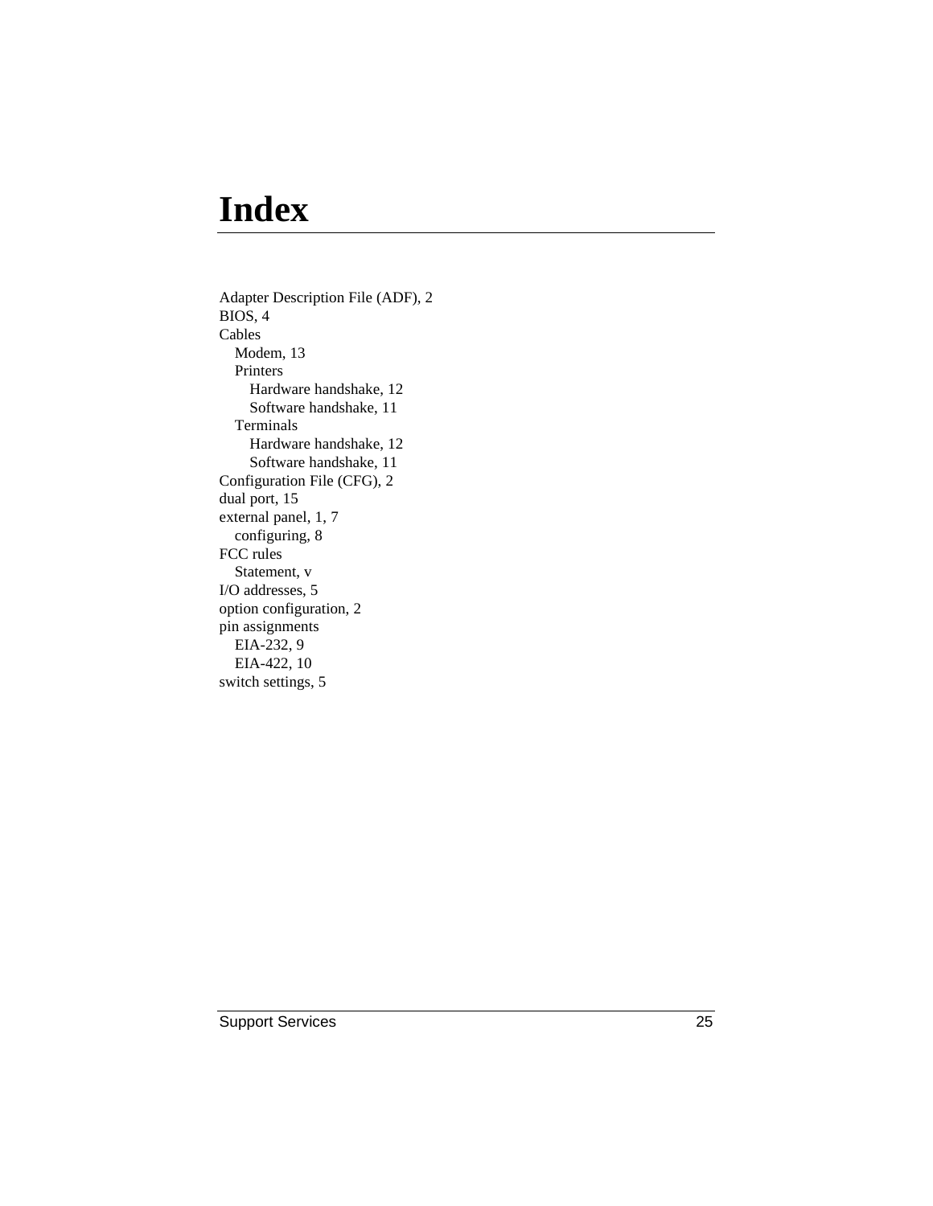# Index

Adapter Description File (ADF), 2
BIOS, 4
Cables
- Modem, 13
- Printers
  - Hardware handshake, 12
  - Software handshake, 11
- Terminals
  - Hardware handshake, 12
  - Software handshake, 11

Configuration File (CFG), 2
dual port, 15
external panel, 1, 7
- configuring, 8

FCC rules
- Statement, v

I/O addresses, 5
option configuration, 2
pin assignments
- EIA-232, 9
- EIA-422, 10

switch settings, 5